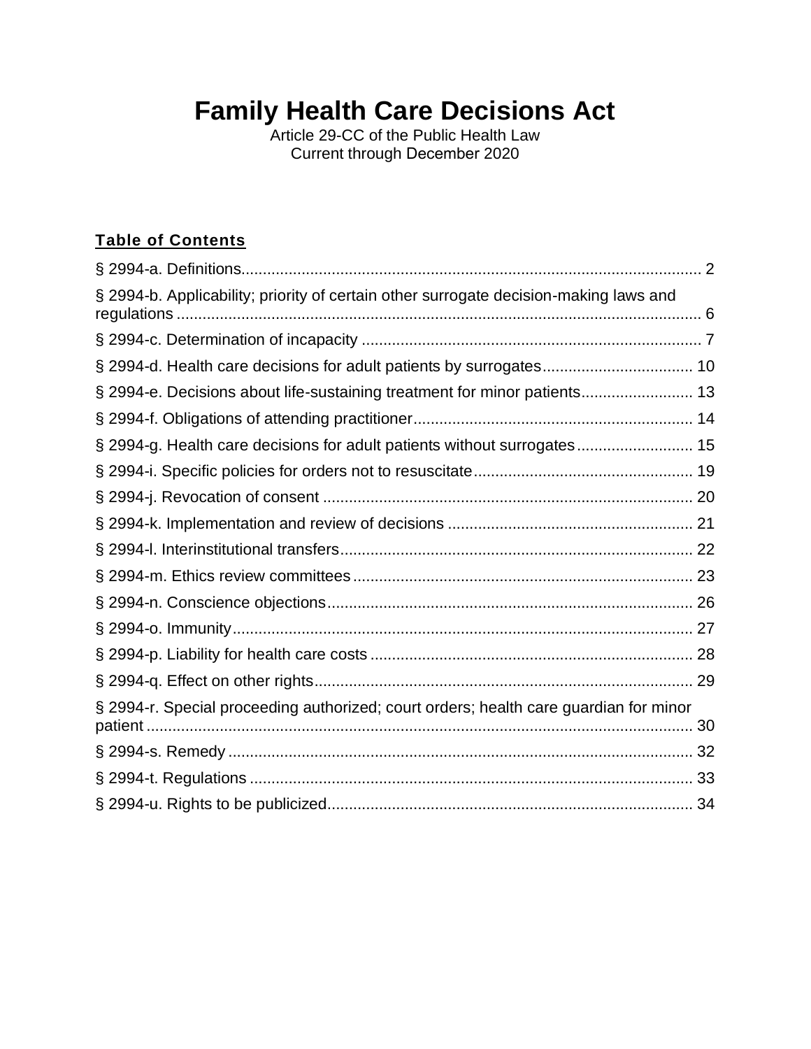# Family Health Care Decisions Act

Article 29-CC of the Public Health Law
Current through December 2020

## Table of Contents

§ 2994-a. Definitions.......................................................................................................... 2

§ 2994-b. Applicability; priority of certain other surrogate decision-making laws and regulations ........................................................................................................................ 6

§ 2994-c. Determination of incapacity .............................................................................. 7

§ 2994-d. Health care decisions for adult patients by surrogates................................... 10

§ 2994-e. Decisions about life-sustaining treatment for minor patients.......................... 13

§ 2994-f. Obligations of attending practitioner................................................................ 14

§ 2994-g. Health care decisions for adult patients without surrogates........................... 15

§ 2994-i. Specific policies for orders not to resuscitate.................................................. 19

§ 2994-j. Revocation of consent ..................................................................................... 20

§ 2994-k. Implementation and review of decisions ........................................................ 21

§ 2994-l. Interinstitutional transfers................................................................................. 22

§ 2994-m. Ethics review committees.............................................................................. 23

§ 2994-n. Conscience objections.................................................................................... 26

§ 2994-o. Immunity.......................................................................................................... 27

§ 2994-p. Liability for health care costs .......................................................................... 28

§ 2994-q. Effect on other rights....................................................................................... 29

§ 2994-r. Special proceeding authorized; court orders; health care guardian for minor patient ............................................................................................................................. 30

§ 2994-s. Remedy ........................................................................................................... 32

§ 2994-t. Regulations ...................................................................................................... 33

§ 2994-u. Rights to be publicized.................................................................................... 34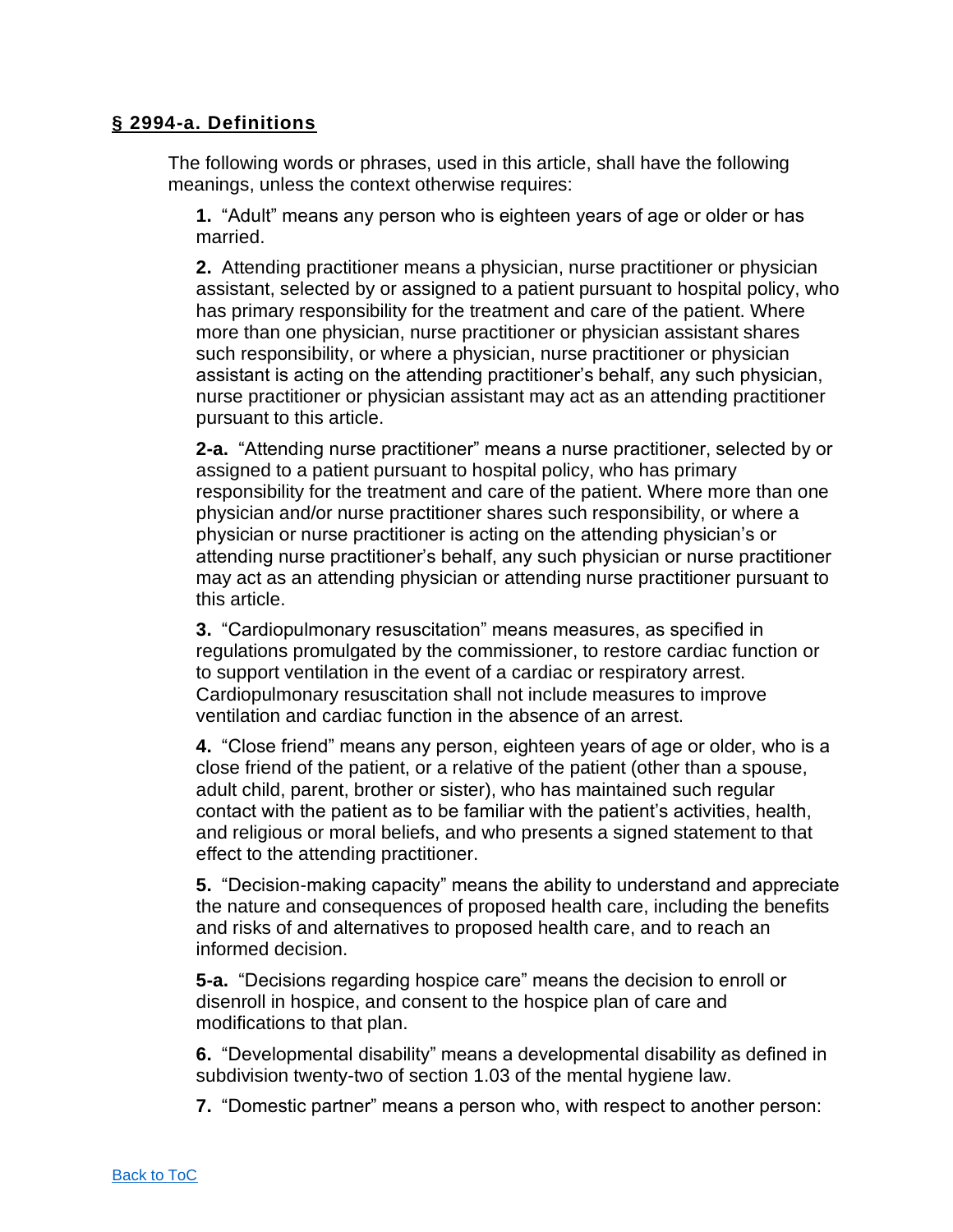## § 2994-a. Definitions

The following words or phrases, used in this article, shall have the following meanings, unless the context otherwise requires:

**1.** “Adult” means any person who is eighteen years of age or older or has married.

**2.** Attending practitioner means a physician, nurse practitioner or physician assistant, selected by or assigned to a patient pursuant to hospital policy, who has primary responsibility for the treatment and care of the patient. Where more than one physician, nurse practitioner or physician assistant shares such responsibility, or where a physician, nurse practitioner or physician assistant is acting on the attending practitioner’s behalf, any such physician, nurse practitioner or physician assistant may act as an attending practitioner pursuant to this article.

**2-a.** “Attending nurse practitioner” means a nurse practitioner, selected by or assigned to a patient pursuant to hospital policy, who has primary responsibility for the treatment and care of the patient. Where more than one physician and/or nurse practitioner shares such responsibility, or where a physician or nurse practitioner is acting on the attending physician’s or attending nurse practitioner’s behalf, any such physician or nurse practitioner may act as an attending physician or attending nurse practitioner pursuant to this article.

**3.** “Cardiopulmonary resuscitation” means measures, as specified in regulations promulgated by the commissioner, to restore cardiac function or to support ventilation in the event of a cardiac or respiratory arrest. Cardiopulmonary resuscitation shall not include measures to improve ventilation and cardiac function in the absence of an arrest.

**4.** “Close friend” means any person, eighteen years of age or older, who is a close friend of the patient, or a relative of the patient (other than a spouse, adult child, parent, brother or sister), who has maintained such regular contact with the patient as to be familiar with the patient’s activities, health, and religious or moral beliefs, and who presents a signed statement to that effect to the attending practitioner.

**5.** “Decision-making capacity” means the ability to understand and appreciate the nature and consequences of proposed health care, including the benefits and risks of and alternatives to proposed health care, and to reach an informed decision.

**5-a.** “Decisions regarding hospice care” means the decision to enroll or disenroll in hospice, and consent to the hospice plan of care and modifications to that plan.

**6.** “Developmental disability” means a developmental disability as defined in subdivision twenty-two of section 1.03 of the mental hygiene law.

**7.** “Domestic partner” means a person who, with respect to another person: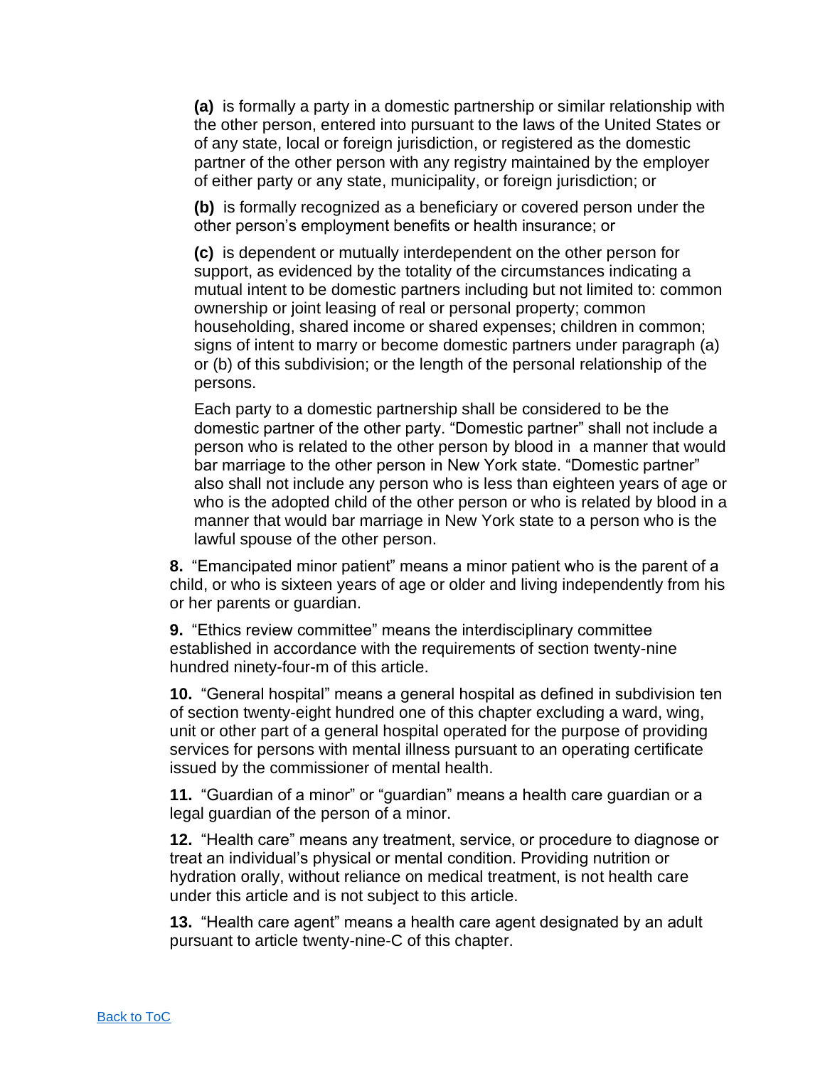**(a)** is formally a party in a domestic partnership or similar relationship with the other person, entered into pursuant to the laws of the United States or of any state, local or foreign jurisdiction, or registered as the domestic partner of the other person with any registry maintained by the employer of either party or any state, municipality, or foreign jurisdiction; or

**(b)** is formally recognized as a beneficiary or covered person under the other person's employment benefits or health insurance; or

**(c)** is dependent or mutually interdependent on the other person for support, as evidenced by the totality of the circumstances indicating a mutual intent to be domestic partners including but not limited to: common ownership or joint leasing of real or personal property; common householding, shared income or shared expenses; children in common; signs of intent to marry or become domestic partners under paragraph (a) or (b) of this subdivision; or the length of the personal relationship of the persons.

Each party to a domestic partnership shall be considered to be the domestic partner of the other party. "Domestic partner" shall not include a person who is related to the other person by blood in a manner that would bar marriage to the other person in New York state. "Domestic partner" also shall not include any person who is less than eighteen years of age or who is the adopted child of the other person or who is related by blood in a manner that would bar marriage in New York state to a person who is the lawful spouse of the other person.

**8.** "Emancipated minor patient" means a minor patient who is the parent of a child, or who is sixteen years of age or older and living independently from his or her parents or guardian.

**9.** "Ethics review committee" means the interdisciplinary committee established in accordance with the requirements of section twenty-nine hundred ninety-four-m of this article.

**10.** "General hospital" means a general hospital as defined in subdivision ten of section twenty-eight hundred one of this chapter excluding a ward, wing, unit or other part of a general hospital operated for the purpose of providing services for persons with mental illness pursuant to an operating certificate issued by the commissioner of mental health.

**11.** "Guardian of a minor" or "guardian" means a health care guardian or a legal guardian of the person of a minor.

**12.** "Health care" means any treatment, service, or procedure to diagnose or treat an individual's physical or mental condition. Providing nutrition or hydration orally, without reliance on medical treatment, is not health care under this article and is not subject to this article.

**13.** "Health care agent" means a health care agent designated by an adult pursuant to article twenty-nine-C of this chapter.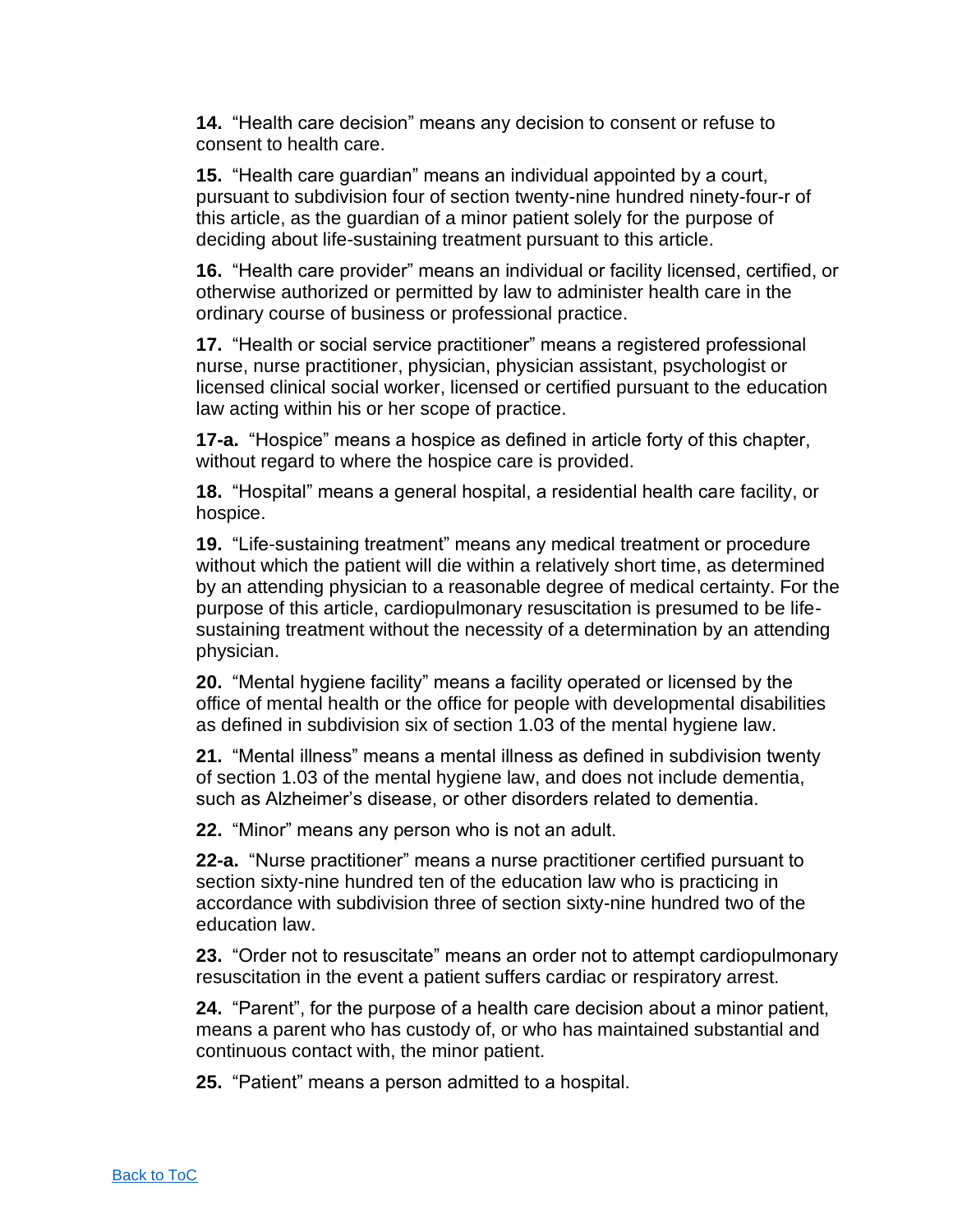**14.** “Health care decision” means any decision to consent or refuse to consent to health care.

**15.** “Health care guardian” means an individual appointed by a court, pursuant to subdivision four of section twenty-nine hundred ninety-four-r of this article, as the guardian of a minor patient solely for the purpose of deciding about life-sustaining treatment pursuant to this article.

**16.** “Health care provider” means an individual or facility licensed, certified, or otherwise authorized or permitted by law to administer health care in the ordinary course of business or professional practice.

**17.** “Health or social service practitioner” means a registered professional nurse, nurse practitioner, physician, physician assistant, psychologist or licensed clinical social worker, licensed or certified pursuant to the education law acting within his or her scope of practice.

**17-a.** “Hospice” means a hospice as defined in article forty of this chapter, without regard to where the hospice care is provided.

**18.** “Hospital” means a general hospital, a residential health care facility, or hospice.

**19.** “Life-sustaining treatment” means any medical treatment or procedure without which the patient will die within a relatively short time, as determined by an attending physician to a reasonable degree of medical certainty. For the purpose of this article, cardiopulmonary resuscitation is presumed to be life-sustaining treatment without the necessity of a determination by an attending physician.

**20.** “Mental hygiene facility” means a facility operated or licensed by the office of mental health or the office for people with developmental disabilities as defined in subdivision six of section 1.03 of the mental hygiene law.

**21.** “Mental illness” means a mental illness as defined in subdivision twenty of section 1.03 of the mental hygiene law, and does not include dementia, such as Alzheimer’s disease, or other disorders related to dementia.

**22.** “Minor” means any person who is not an adult.

**22-a.** “Nurse practitioner” means a nurse practitioner certified pursuant to section sixty-nine hundred ten of the education law who is practicing in accordance with subdivision three of section sixty-nine hundred two of the education law.

**23.** “Order not to resuscitate” means an order not to attempt cardiopulmonary resuscitation in the event a patient suffers cardiac or respiratory arrest.

**24.** “Parent”, for the purpose of a health care decision about a minor patient, means a parent who has custody of, or who has maintained substantial and continuous contact with, the minor patient.

**25.** “Patient” means a person admitted to a hospital.

[Back to ToC]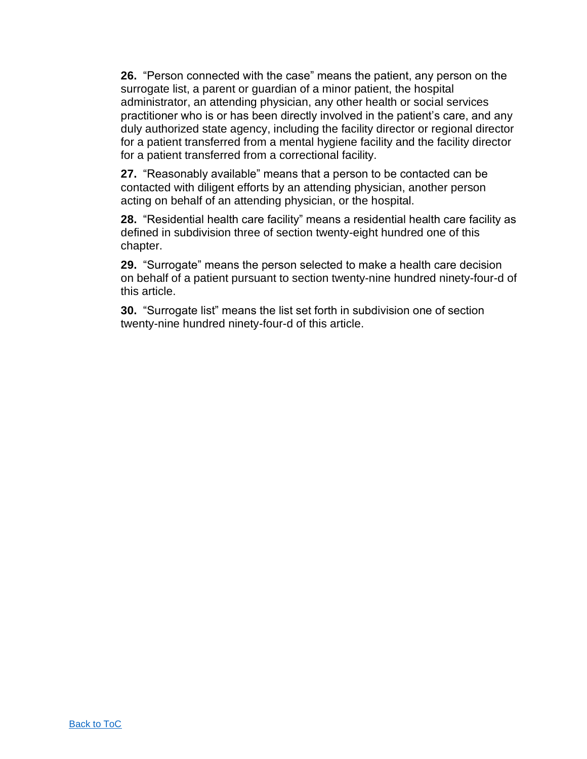**26.** "Person connected with the case" means the patient, any person on the surrogate list, a parent or guardian of a minor patient, the hospital administrator, an attending physician, any other health or social services practitioner who is or has been directly involved in the patient's care, and any duly authorized state agency, including the facility director or regional director for a patient transferred from a mental hygiene facility and the facility director for a patient transferred from a correctional facility.

**27.** "Reasonably available" means that a person to be contacted can be contacted with diligent efforts by an attending physician, another person acting on behalf of an attending physician, or the hospital.

**28.** "Residential health care facility" means a residential health care facility as defined in subdivision three of section twenty-eight hundred one of this chapter.

**29.** "Surrogate" means the person selected to make a health care decision on behalf of a patient pursuant to section twenty-nine hundred ninety-four-d of this article.

**30.** "Surrogate list" means the list set forth in subdivision one of section twenty-nine hundred ninety-four-d of this article.

[Back to ToC]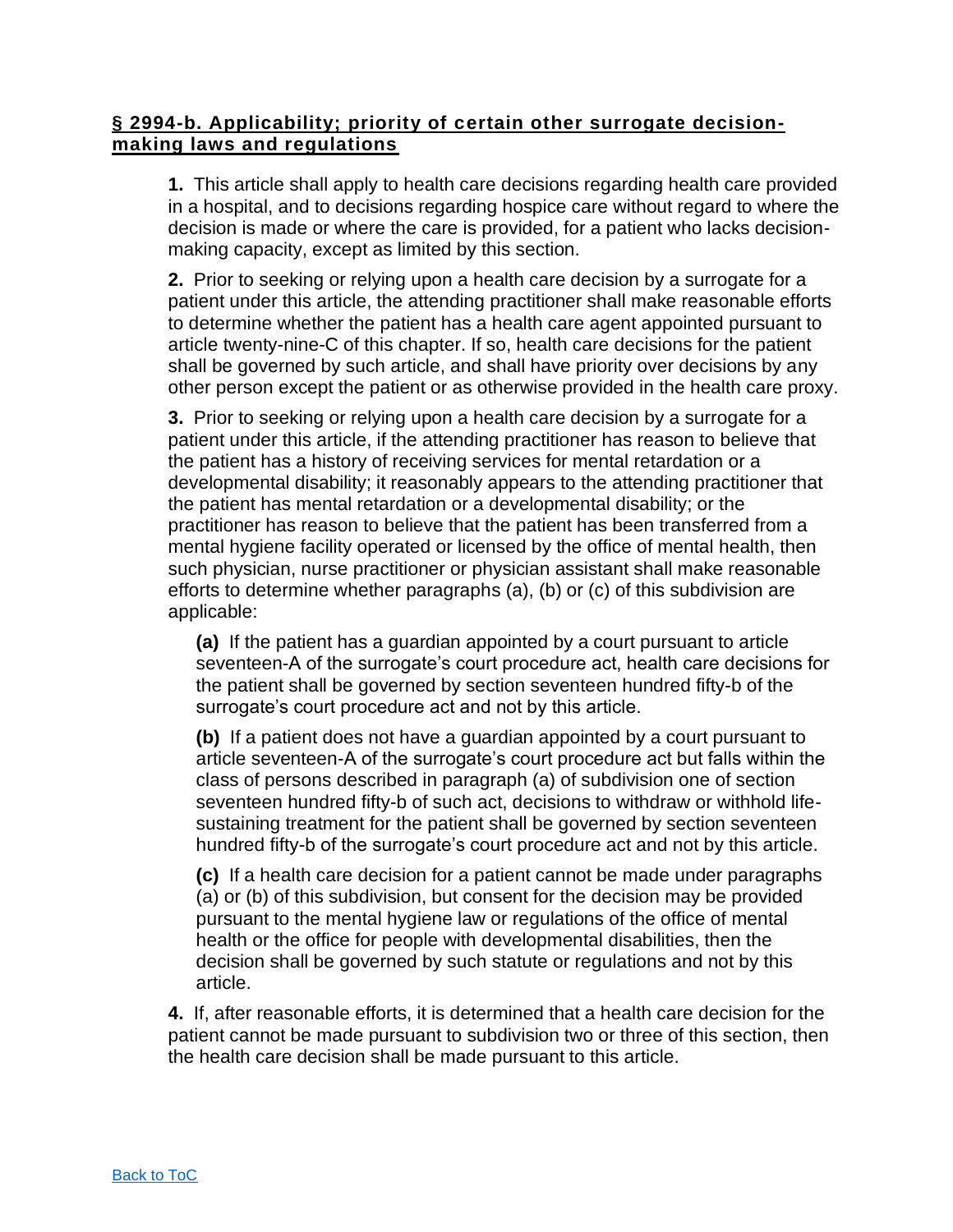## § 2994-b. Applicability; priority of certain other surrogate decision-making laws and regulations

**1.** This article shall apply to health care decisions regarding health care provided in a hospital, and to decisions regarding hospice care without regard to where the decision is made or where the care is provided, for a patient who lacks decision-making capacity, except as limited by this section.

**2.** Prior to seeking or relying upon a health care decision by a surrogate for a patient under this article, the attending practitioner shall make reasonable efforts to determine whether the patient has a health care agent appointed pursuant to article twenty-nine-C of this chapter. If so, health care decisions for the patient shall be governed by such article, and shall have priority over decisions by any other person except the patient or as otherwise provided in the health care proxy.

**3.** Prior to seeking or relying upon a health care decision by a surrogate for a patient under this article, if the attending practitioner has reason to believe that the patient has a history of receiving services for mental retardation or a developmental disability; it reasonably appears to the attending practitioner that the patient has mental retardation or a developmental disability; or the practitioner has reason to believe that the patient has been transferred from a mental hygiene facility operated or licensed by the office of mental health, then such physician, nurse practitioner or physician assistant shall make reasonable efforts to determine whether paragraphs (a), (b) or (c) of this subdivision are applicable:

> **(a)** If the patient has a guardian appointed by a court pursuant to article seventeen-A of the surrogate's court procedure act, health care decisions for the patient shall be governed by section seventeen hundred fifty-b of the surrogate's court procedure act and not by this article.
>
> **(b)** If a patient does not have a guardian appointed by a court pursuant to article seventeen-A of the surrogate's court procedure act but falls within the class of persons described in paragraph (a) of subdivision one of section seventeen hundred fifty-b of such act, decisions to withdraw or withhold life-sustaining treatment for the patient shall be governed by section seventeen hundred fifty-b of the surrogate's court procedure act and not by this article.
>
> **(c)** If a health care decision for a patient cannot be made under paragraphs (a) or (b) of this subdivision, but consent for the decision may be provided pursuant to the mental hygiene law or regulations of the office of mental health or the office for people with developmental disabilities, then the decision shall be governed by such statute or regulations and not by this article.

**4.** If, after reasonable efforts, it is determined that a health care decision for the patient cannot be made pursuant to subdivision two or three of this section, then the health care decision shall be made pursuant to this article.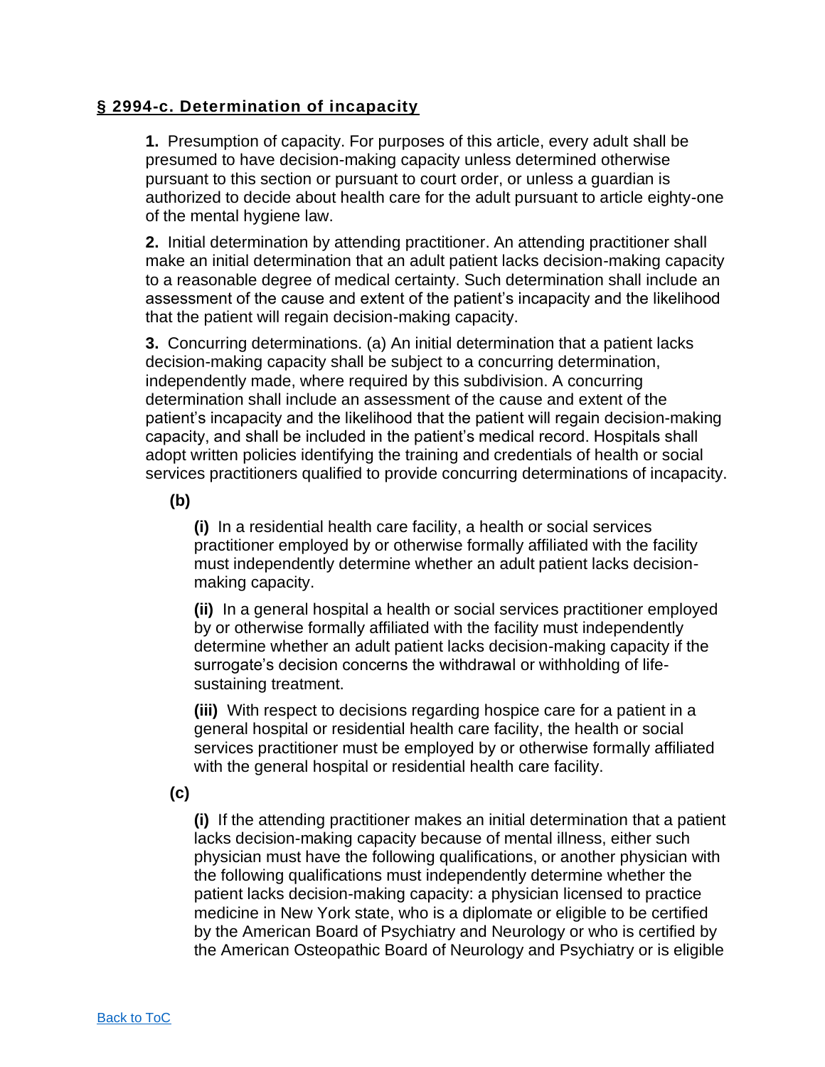## § 2994-c. Determination of incapacity

**1.** Presumption of capacity. For purposes of this article, every adult shall be presumed to have decision-making capacity unless determined otherwise pursuant to this section or pursuant to court order, or unless a guardian is authorized to decide about health care for the adult pursuant to article eighty-one of the mental hygiene law.

**2.** Initial determination by attending practitioner. An attending practitioner shall make an initial determination that an adult patient lacks decision-making capacity to a reasonable degree of medical certainty. Such determination shall include an assessment of the cause and extent of the patient's incapacity and the likelihood that the patient will regain decision-making capacity.

**3.** Concurring determinations. (a) An initial determination that a patient lacks decision-making capacity shall be subject to a concurring determination, independently made, where required by this subdivision. A concurring determination shall include an assessment of the cause and extent of the patient's incapacity and the likelihood that the patient will regain decision-making capacity, and shall be included in the patient's medical record. Hospitals shall adopt written policies identifying the training and credentials of health or social services practitioners qualified to provide concurring determinations of incapacity.

**(b)**

**(i)** In a residential health care facility, a health or social services practitioner employed by or otherwise formally affiliated with the facility must independently determine whether an adult patient lacks decision-making capacity.

**(ii)** In a general hospital a health or social services practitioner employed by or otherwise formally affiliated with the facility must independently determine whether an adult patient lacks decision-making capacity if the surrogate's decision concerns the withdrawal or withholding of life-sustaining treatment.

**(iii)** With respect to decisions regarding hospice care for a patient in a general hospital or residential health care facility, the health or social services practitioner must be employed by or otherwise formally affiliated with the general hospital or residential health care facility.

**(c)**

**(i)** If the attending practitioner makes an initial determination that a patient lacks decision-making capacity because of mental illness, either such physician must have the following qualifications, or another physician with the following qualifications must independently determine whether the patient lacks decision-making capacity: a physician licensed to practice medicine in New York state, who is a diplomate or eligible to be certified by the American Board of Psychiatry and Neurology or who is certified by the American Osteopathic Board of Neurology and Psychiatry or is eligible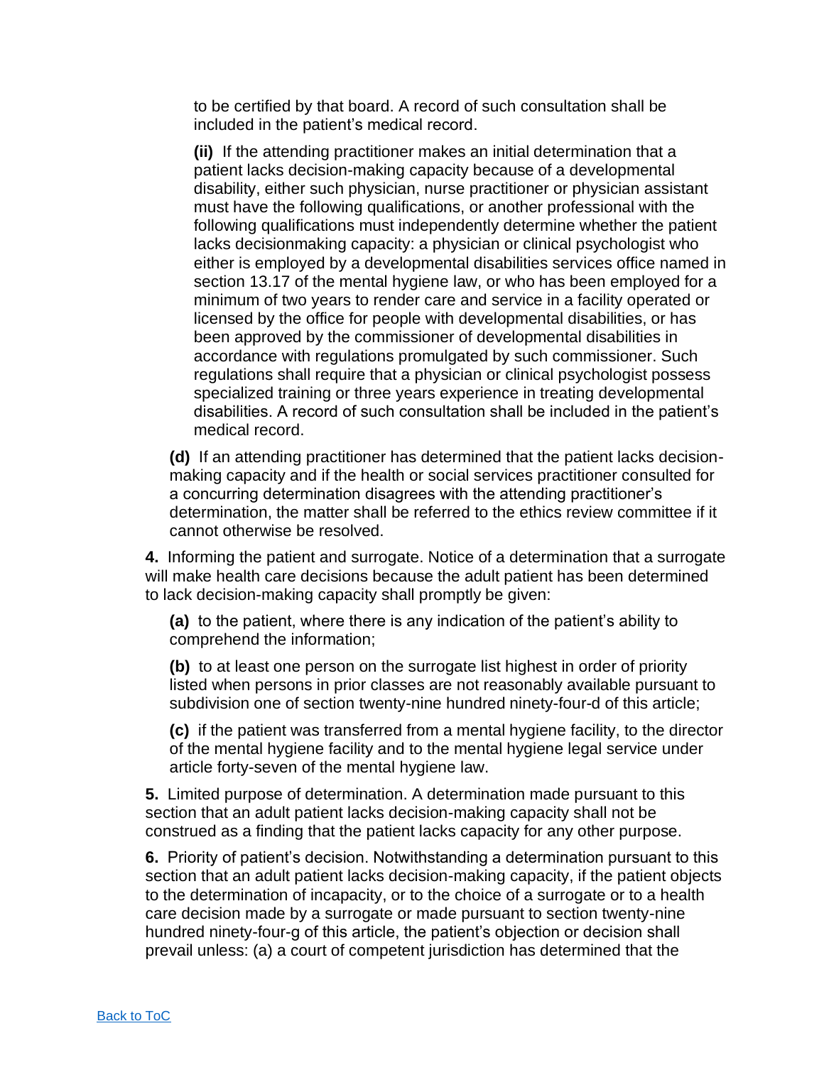to be certified by that board. A record of such consultation shall be included in the patient's medical record.

**(ii)** If the attending practitioner makes an initial determination that a patient lacks decision-making capacity because of a developmental disability, either such physician, nurse practitioner or physician assistant must have the following qualifications, or another professional with the following qualifications must independently determine whether the patient lacks decisionmaking capacity: a physician or clinical psychologist who either is employed by a developmental disabilities services office named in section 13.17 of the mental hygiene law, or who has been employed for a minimum of two years to render care and service in a facility operated or licensed by the office for people with developmental disabilities, or has been approved by the commissioner of developmental disabilities in accordance with regulations promulgated by such commissioner. Such regulations shall require that a physician or clinical psychologist possess specialized training or three years experience in treating developmental disabilities. A record of such consultation shall be included in the patient's medical record.

**(d)** If an attending practitioner has determined that the patient lacks decision-making capacity and if the health or social services practitioner consulted for a concurring determination disagrees with the attending practitioner's determination, the matter shall be referred to the ethics review committee if it cannot otherwise be resolved.

**4.** Informing the patient and surrogate. Notice of a determination that a surrogate will make health care decisions because the adult patient has been determined to lack decision-making capacity shall promptly be given:

**(a)** to the patient, where there is any indication of the patient's ability to comprehend the information;

**(b)** to at least one person on the surrogate list highest in order of priority listed when persons in prior classes are not reasonably available pursuant to subdivision one of section twenty-nine hundred ninety-four-d of this article;

**(c)** if the patient was transferred from a mental hygiene facility, to the director of the mental hygiene facility and to the mental hygiene legal service under article forty-seven of the mental hygiene law.

**5.** Limited purpose of determination. A determination made pursuant to this section that an adult patient lacks decision-making capacity shall not be construed as a finding that the patient lacks capacity for any other purpose.

**6.** Priority of patient's decision. Notwithstanding a determination pursuant to this section that an adult patient lacks decision-making capacity, if the patient objects to the determination of incapacity, or to the choice of a surrogate or to a health care decision made by a surrogate or made pursuant to section twenty-nine hundred ninety-four-g of this article, the patient's objection or decision shall prevail unless: (a) a court of competent jurisdiction has determined that the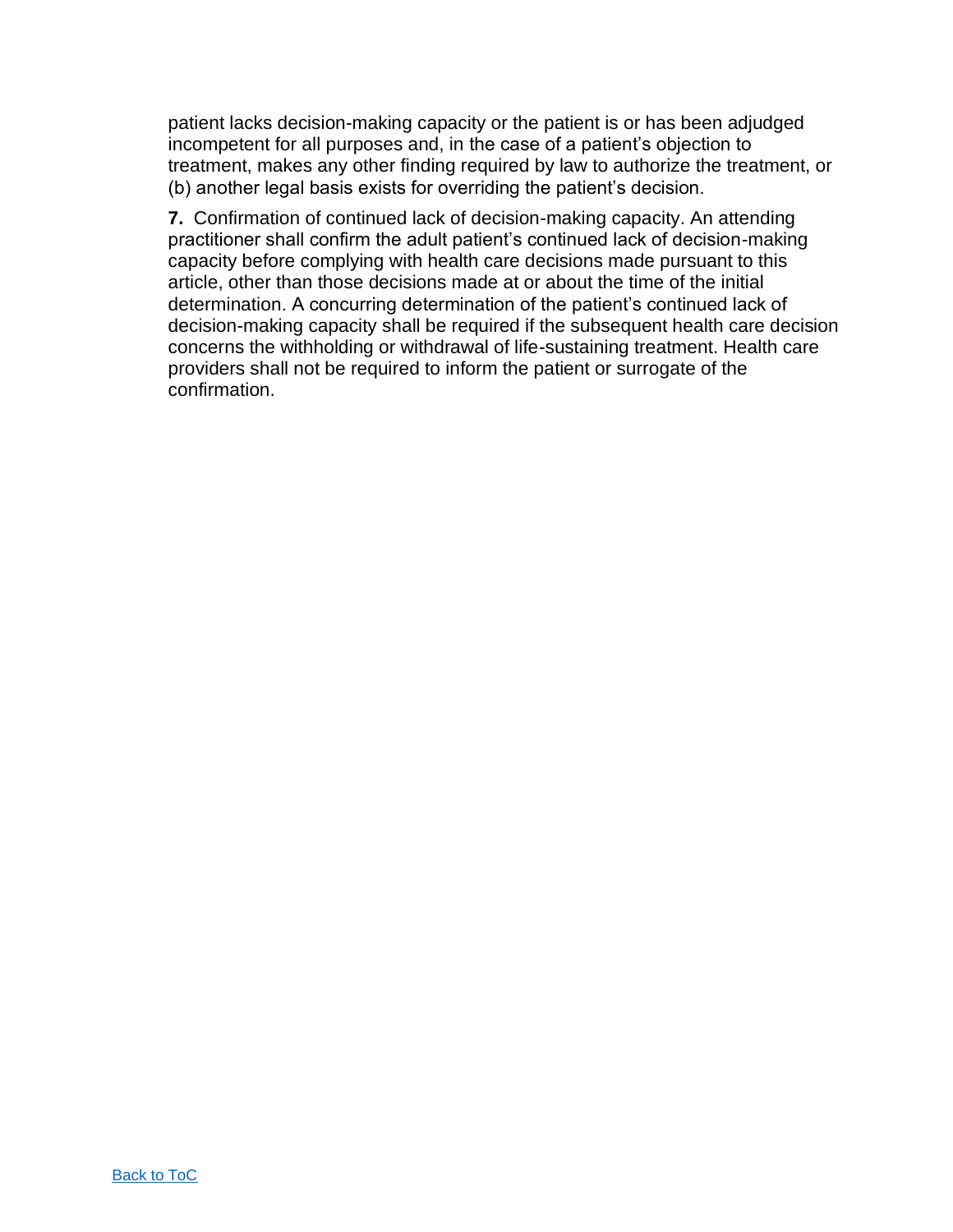patient lacks decision-making capacity or the patient is or has been adjudged incompetent for all purposes and, in the case of a patient's objection to treatment, makes any other finding required by law to authorize the treatment, or (b) another legal basis exists for overriding the patient's decision.

**7.** Confirmation of continued lack of decision-making capacity. An attending practitioner shall confirm the adult patient's continued lack of decision-making capacity before complying with health care decisions made pursuant to this article, other than those decisions made at or about the time of the initial determination. A concurring determination of the patient's continued lack of decision-making capacity shall be required if the subsequent health care decision concerns the withholding or withdrawal of life-sustaining treatment. Health care providers shall not be required to inform the patient or surrogate of the confirmation.

[Back to ToC]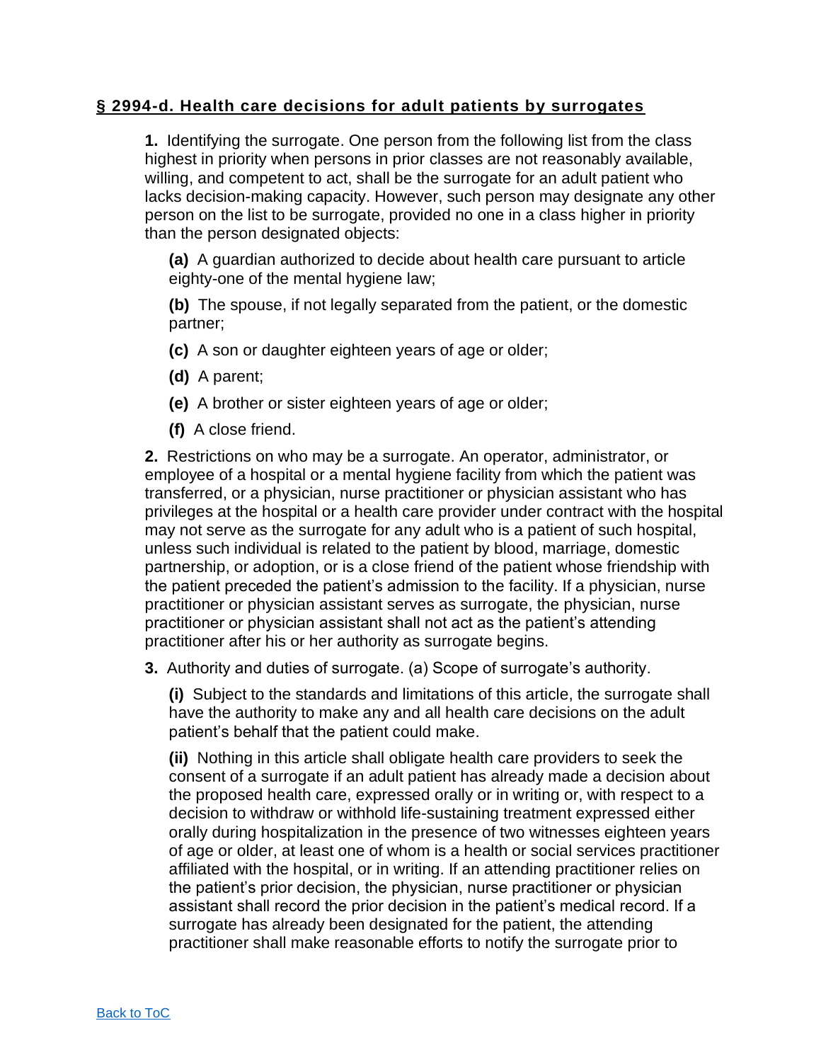## § 2994-d. Health care decisions for adult patients by surrogates

**1.** Identifying the surrogate. One person from the following list from the class highest in priority when persons in prior classes are not reasonably available, willing, and competent to act, shall be the surrogate for an adult patient who lacks decision-making capacity. However, such person may designate any other person on the list to be surrogate, provided no one in a class higher in priority than the person designated objects:

**(a)** A guardian authorized to decide about health care pursuant to article eighty-one of the mental hygiene law;

**(b)** The spouse, if not legally separated from the patient, or the domestic partner;

**(c)** A son or daughter eighteen years of age or older;

**(d)** A parent;

**(e)** A brother or sister eighteen years of age or older;

**(f)** A close friend.

**2.** Restrictions on who may be a surrogate. An operator, administrator, or employee of a hospital or a mental hygiene facility from which the patient was transferred, or a physician, nurse practitioner or physician assistant who has privileges at the hospital or a health care provider under contract with the hospital may not serve as the surrogate for any adult who is a patient of such hospital, unless such individual is related to the patient by blood, marriage, domestic partnership, or adoption, or is a close friend of the patient whose friendship with the patient preceded the patient's admission to the facility. If a physician, nurse practitioner or physician assistant serves as surrogate, the physician, nurse practitioner or physician assistant shall not act as the patient's attending practitioner after his or her authority as surrogate begins.

**3.** Authority and duties of surrogate. (a) Scope of surrogate's authority.

**(i)** Subject to the standards and limitations of this article, the surrogate shall have the authority to make any and all health care decisions on the adult patient's behalf that the patient could make.

**(ii)** Nothing in this article shall obligate health care providers to seek the consent of a surrogate if an adult patient has already made a decision about the proposed health care, expressed orally or in writing or, with respect to a decision to withdraw or withhold life-sustaining treatment expressed either orally during hospitalization in the presence of two witnesses eighteen years of age or older, at least one of whom is a health or social services practitioner affiliated with the hospital, or in writing. If an attending practitioner relies on the patient's prior decision, the physician, nurse practitioner or physician assistant shall record the prior decision in the patient's medical record. If a surrogate has already been designated for the patient, the attending practitioner shall make reasonable efforts to notify the surrogate prior to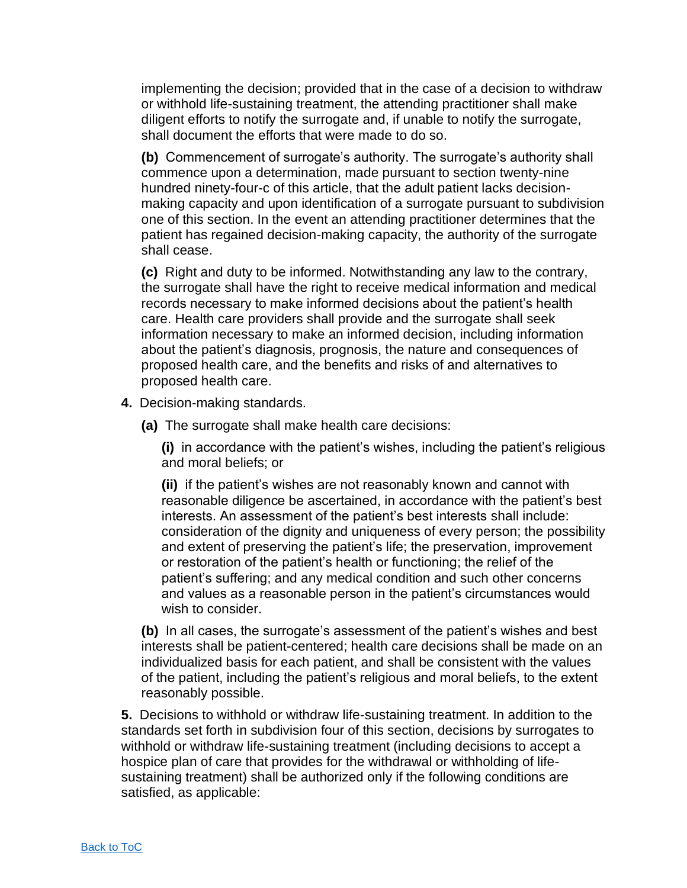implementing the decision; provided that in the case of a decision to withdraw or withhold life-sustaining treatment, the attending practitioner shall make diligent efforts to notify the surrogate and, if unable to notify the surrogate, shall document the efforts that were made to do so.

**(b)** Commencement of surrogate's authority. The surrogate's authority shall commence upon a determination, made pursuant to section twenty-nine hundred ninety-four-c of this article, that the adult patient lacks decision-making capacity and upon identification of a surrogate pursuant to subdivision one of this section. In the event an attending practitioner determines that the patient has regained decision-making capacity, the authority of the surrogate shall cease.

**(c)** Right and duty to be informed. Notwithstanding any law to the contrary, the surrogate shall have the right to receive medical information and medical records necessary to make informed decisions about the patient's health care. Health care providers shall provide and the surrogate shall seek information necessary to make an informed decision, including information about the patient's diagnosis, prognosis, the nature and consequences of proposed health care, and the benefits and risks of and alternatives to proposed health care.

**4.** Decision-making standards.

**(a)** The surrogate shall make health care decisions:

**(i)** in accordance with the patient's wishes, including the patient's religious and moral beliefs; or

**(ii)** if the patient's wishes are not reasonably known and cannot with reasonable diligence be ascertained, in accordance with the patient's best interests. An assessment of the patient's best interests shall include: consideration of the dignity and uniqueness of every person; the possibility and extent of preserving the patient's life; the preservation, improvement or restoration of the patient's health or functioning; the relief of the patient's suffering; and any medical condition and such other concerns and values as a reasonable person in the patient's circumstances would wish to consider.

**(b)** In all cases, the surrogate's assessment of the patient's wishes and best interests shall be patient-centered; health care decisions shall be made on an individualized basis for each patient, and shall be consistent with the values of the patient, including the patient's religious and moral beliefs, to the extent reasonably possible.

**5.** Decisions to withhold or withdraw life-sustaining treatment. In addition to the standards set forth in subdivision four of this section, decisions by surrogates to withhold or withdraw life-sustaining treatment (including decisions to accept a hospice plan of care that provides for the withdrawal or withholding of life-sustaining treatment) shall be authorized only if the following conditions are satisfied, as applicable:

[Back to ToC]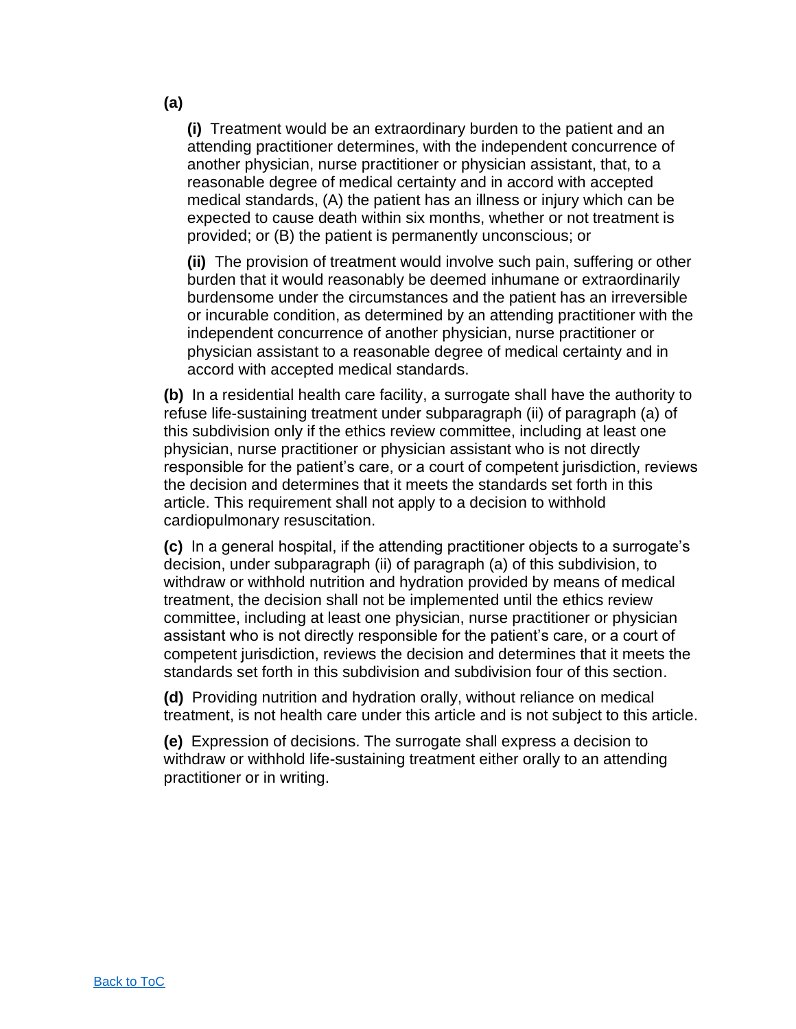**(a)**

> **(i)** Treatment would be an extraordinary burden to the patient and an attending practitioner determines, with the independent concurrence of another physician, nurse practitioner or physician assistant, that, to a reasonable degree of medical certainty and in accord with accepted medical standards, (A) the patient has an illness or injury which can be expected to cause death within six months, whether or not treatment is provided; or (B) the patient is permanently unconscious; or
>
> **(ii)** The provision of treatment would involve such pain, suffering or other burden that it would reasonably be deemed inhumane or extraordinarily burdensome under the circumstances and the patient has an irreversible or incurable condition, as determined by an attending practitioner with the independent concurrence of another physician, nurse practitioner or physician assistant to a reasonable degree of medical certainty and in accord with accepted medical standards.

**(b)** In a residential health care facility, a surrogate shall have the authority to refuse life-sustaining treatment under subparagraph (ii) of paragraph (a) of this subdivision only if the ethics review committee, including at least one physician, nurse practitioner or physician assistant who is not directly responsible for the patient's care, or a court of competent jurisdiction, reviews the decision and determines that it meets the standards set forth in this article. This requirement shall not apply to a decision to withhold cardiopulmonary resuscitation.

**(c)** In a general hospital, if the attending practitioner objects to a surrogate's decision, under subparagraph (ii) of paragraph (a) of this subdivision, to withdraw or withhold nutrition and hydration provided by means of medical treatment, the decision shall not be implemented until the ethics review committee, including at least one physician, nurse practitioner or physician assistant who is not directly responsible for the patient's care, or a court of competent jurisdiction, reviews the decision and determines that it meets the standards set forth in this subdivision and subdivision four of this section.

**(d)** Providing nutrition and hydration orally, without reliance on medical treatment, is not health care under this article and is not subject to this article.

**(e)** Expression of decisions. The surrogate shall express a decision to withdraw or withhold life-sustaining treatment either orally to an attending practitioner or in writing.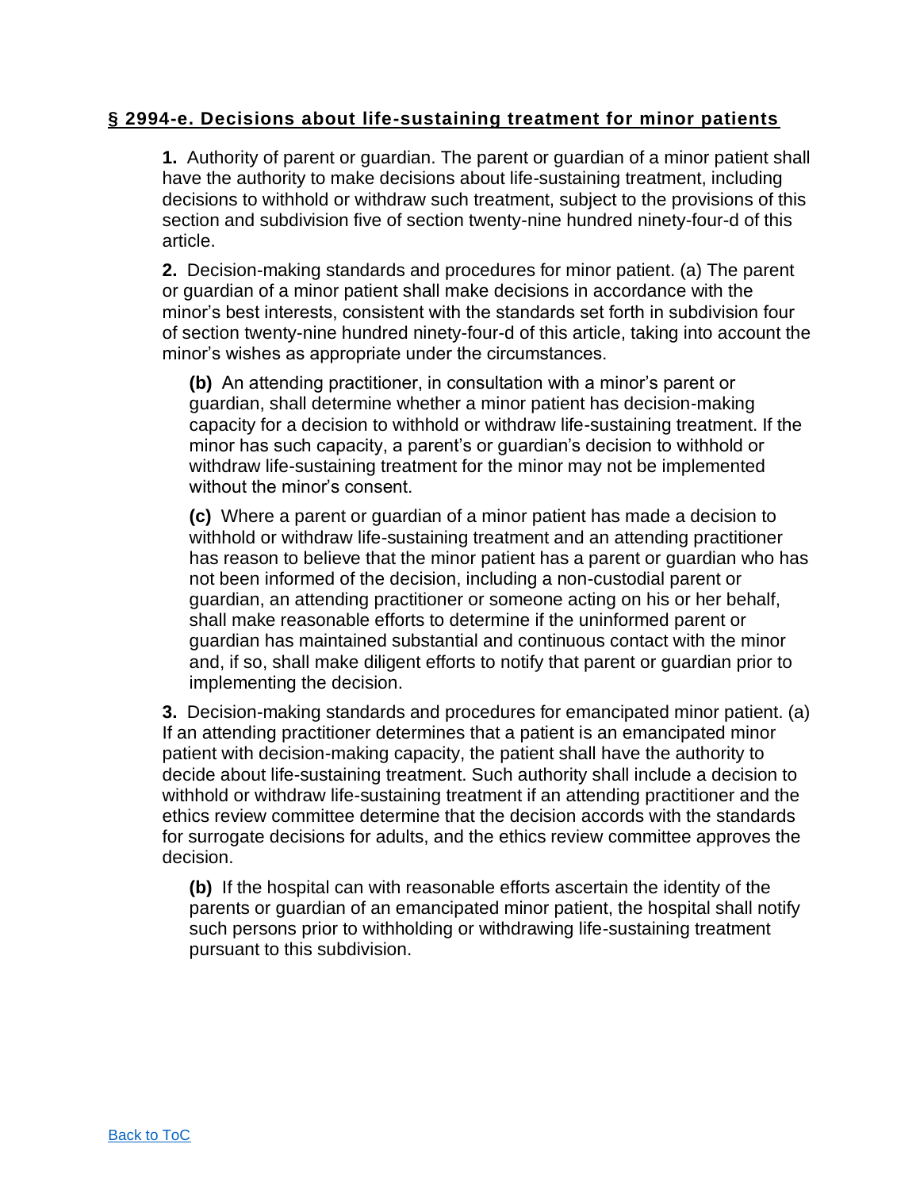## § 2994-e. Decisions about life-sustaining treatment for minor patients

**1.** Authority of parent or guardian. The parent or guardian of a minor patient shall have the authority to make decisions about life-sustaining treatment, including decisions to withhold or withdraw such treatment, subject to the provisions of this section and subdivision five of section twenty-nine hundred ninety-four-d of this article.

**2.** Decision-making standards and procedures for minor patient. (a) The parent or guardian of a minor patient shall make decisions in accordance with the minor's best interests, consistent with the standards set forth in subdivision four of section twenty-nine hundred ninety-four-d of this article, taking into account the minor's wishes as appropriate under the circumstances.

**(b)** An attending practitioner, in consultation with a minor's parent or guardian, shall determine whether a minor patient has decision-making capacity for a decision to withhold or withdraw life-sustaining treatment. If the minor has such capacity, a parent's or guardian's decision to withhold or withdraw life-sustaining treatment for the minor may not be implemented without the minor's consent.

**(c)** Where a parent or guardian of a minor patient has made a decision to withhold or withdraw life-sustaining treatment and an attending practitioner has reason to believe that the minor patient has a parent or guardian who has not been informed of the decision, including a non-custodial parent or guardian, an attending practitioner or someone acting on his or her behalf, shall make reasonable efforts to determine if the uninformed parent or guardian has maintained substantial and continuous contact with the minor and, if so, shall make diligent efforts to notify that parent or guardian prior to implementing the decision.

**3.** Decision-making standards and procedures for emancipated minor patient. (a) If an attending practitioner determines that a patient is an emancipated minor patient with decision-making capacity, the patient shall have the authority to decide about life-sustaining treatment. Such authority shall include a decision to withhold or withdraw life-sustaining treatment if an attending practitioner and the ethics review committee determine that the decision accords with the standards for surrogate decisions for adults, and the ethics review committee approves the decision.

**(b)** If the hospital can with reasonable efforts ascertain the identity of the parents or guardian of an emancipated minor patient, the hospital shall notify such persons prior to withholding or withdrawing life-sustaining treatment pursuant to this subdivision.

Back to ToC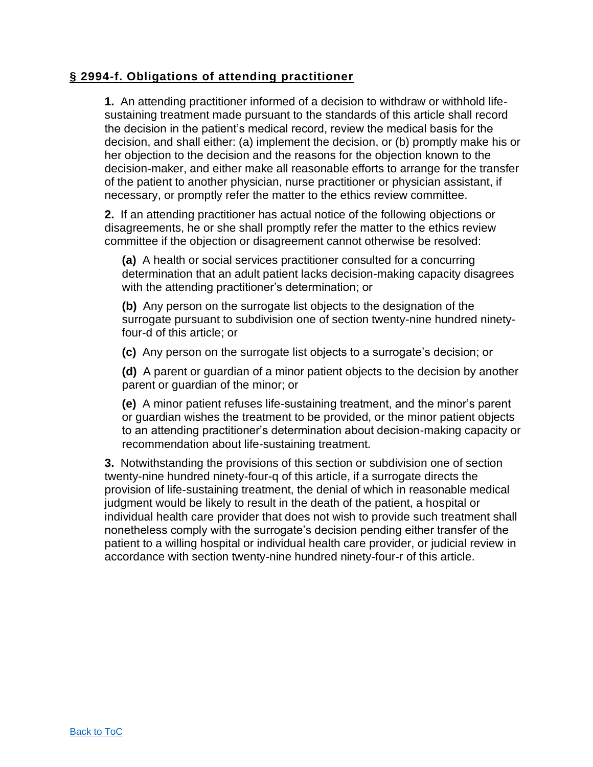## § 2994-f. Obligations of attending practitioner

**1.** An attending practitioner informed of a decision to withdraw or withhold life-sustaining treatment made pursuant to the standards of this article shall record the decision in the patient's medical record, review the medical basis for the decision, and shall either: (a) implement the decision, or (b) promptly make his or her objection to the decision and the reasons for the objection known to the decision-maker, and either make all reasonable efforts to arrange for the transfer of the patient to another physician, nurse practitioner or physician assistant, if necessary, or promptly refer the matter to the ethics review committee.

**2.** If an attending practitioner has actual notice of the following objections or disagreements, he or she shall promptly refer the matter to the ethics review committee if the objection or disagreement cannot otherwise be resolved:

**(a)** A health or social services practitioner consulted for a concurring determination that an adult patient lacks decision-making capacity disagrees with the attending practitioner's determination; or

**(b)** Any person on the surrogate list objects to the designation of the surrogate pursuant to subdivision one of section twenty-nine hundred ninety-four-d of this article; or

**(c)** Any person on the surrogate list objects to a surrogate's decision; or

**(d)** A parent or guardian of a minor patient objects to the decision by another parent or guardian of the minor; or

**(e)** A minor patient refuses life-sustaining treatment, and the minor's parent or guardian wishes the treatment to be provided, or the minor patient objects to an attending practitioner's determination about decision-making capacity or recommendation about life-sustaining treatment.

**3.** Notwithstanding the provisions of this section or subdivision one of section twenty-nine hundred ninety-four-q of this article, if a surrogate directs the provision of life-sustaining treatment, the denial of which in reasonable medical judgment would be likely to result in the death of the patient, a hospital or individual health care provider that does not wish to provide such treatment shall nonetheless comply with the surrogate's decision pending either transfer of the patient to a willing hospital or individual health care provider, or judicial review in accordance with section twenty-nine hundred ninety-four-r of this article.

[Back to ToC]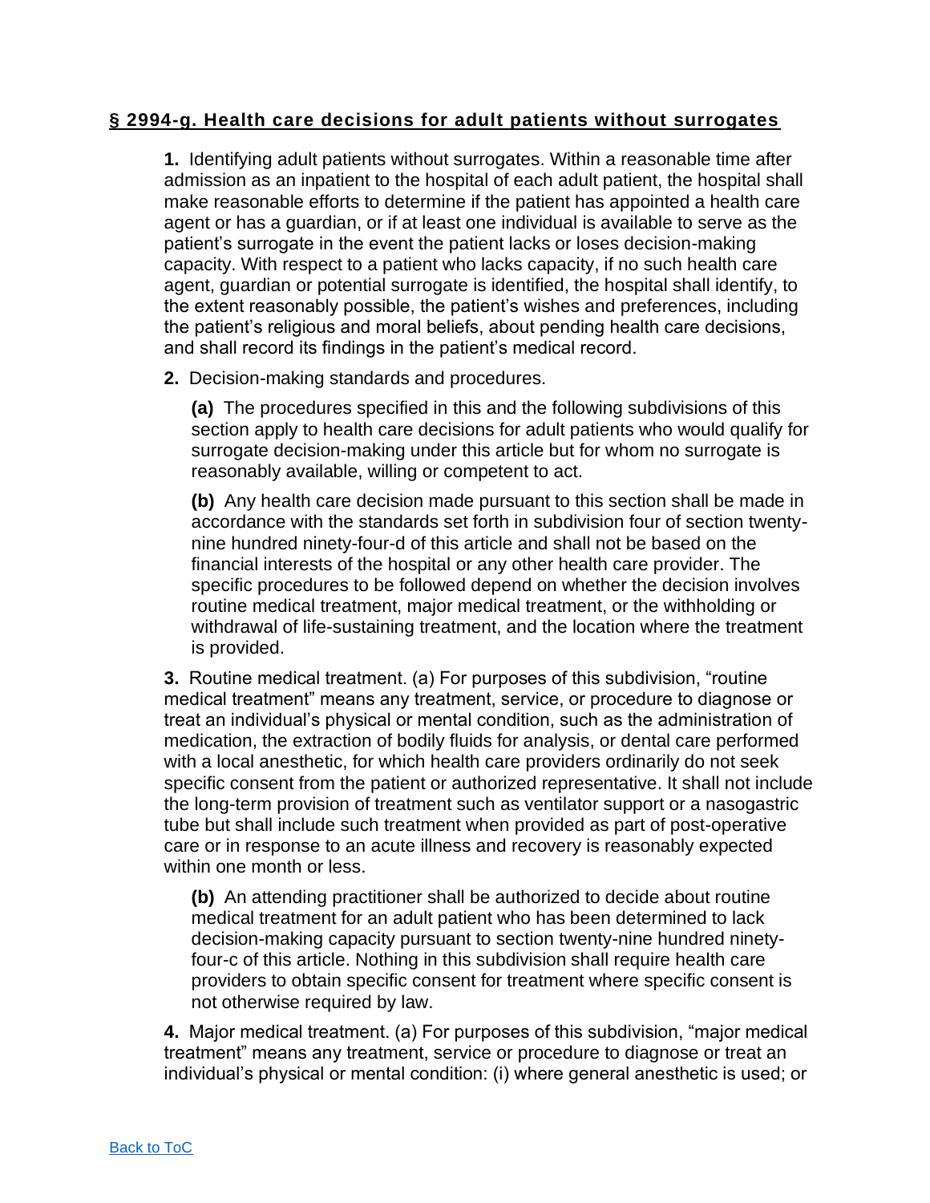## § 2994-g. Health care decisions for adult patients without surrogates

**1.** Identifying adult patients without surrogates. Within a reasonable time after admission as an inpatient to the hospital of each adult patient, the hospital shall make reasonable efforts to determine if the patient has appointed a health care agent or has a guardian, or if at least one individual is available to serve as the patient's surrogate in the event the patient lacks or loses decision-making capacity. With respect to a patient who lacks capacity, if no such health care agent, guardian or potential surrogate is identified, the hospital shall identify, to the extent reasonably possible, the patient's wishes and preferences, including the patient's religious and moral beliefs, about pending health care decisions, and shall record its findings in the patient's medical record.

**2.** Decision-making standards and procedures.

**(a)** The procedures specified in this and the following subdivisions of this section apply to health care decisions for adult patients who would qualify for surrogate decision-making under this article but for whom no surrogate is reasonably available, willing or competent to act.

**(b)** Any health care decision made pursuant to this section shall be made in accordance with the standards set forth in subdivision four of section twenty-nine hundred ninety-four-d of this article and shall not be based on the financial interests of the hospital or any other health care provider. The specific procedures to be followed depend on whether the decision involves routine medical treatment, major medical treatment, or the withholding or withdrawal of life-sustaining treatment, and the location where the treatment is provided.

**3.** Routine medical treatment. (a) For purposes of this subdivision, "routine medical treatment" means any treatment, service, or procedure to diagnose or treat an individual's physical or mental condition, such as the administration of medication, the extraction of bodily fluids for analysis, or dental care performed with a local anesthetic, for which health care providers ordinarily do not seek specific consent from the patient or authorized representative. It shall not include the long-term provision of treatment such as ventilator support or a nasogastric tube but shall include such treatment when provided as part of post-operative care or in response to an acute illness and recovery is reasonably expected within one month or less.

**(b)** An attending practitioner shall be authorized to decide about routine medical treatment for an adult patient who has been determined to lack decision-making capacity pursuant to section twenty-nine hundred ninety-four-c of this article. Nothing in this subdivision shall require health care providers to obtain specific consent for treatment where specific consent is not otherwise required by law.

**4.** Major medical treatment. (a) For purposes of this subdivision, "major medical treatment" means any treatment, service or procedure to diagnose or treat an individual's physical or mental condition: (i) where general anesthetic is used; or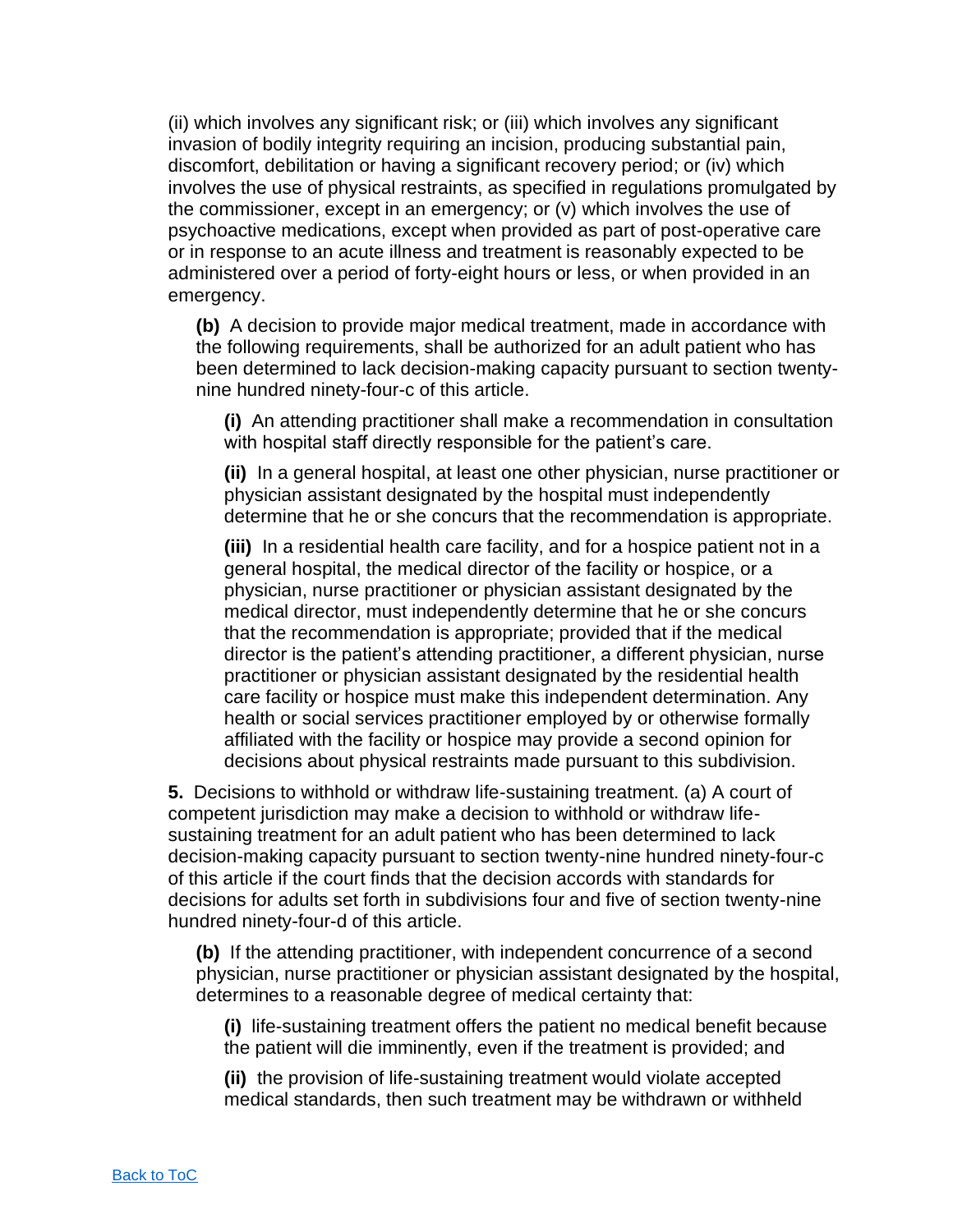(ii) which involves any significant risk; or (iii) which involves any significant invasion of bodily integrity requiring an incision, producing substantial pain, discomfort, debilitation or having a significant recovery period; or (iv) which involves the use of physical restraints, as specified in regulations promulgated by the commissioner, except in an emergency; or (v) which involves the use of psychoactive medications, except when provided as part of post-operative care or in response to an acute illness and treatment is reasonably expected to be administered over a period of forty-eight hours or less, or when provided in an emergency.

**(b)** A decision to provide major medical treatment, made in accordance with the following requirements, shall be authorized for an adult patient who has been determined to lack decision-making capacity pursuant to section twenty-nine hundred ninety-four-c of this article.

**(i)** An attending practitioner shall make a recommendation in consultation with hospital staff directly responsible for the patient's care.

**(ii)** In a general hospital, at least one other physician, nurse practitioner or physician assistant designated by the hospital must independently determine that he or she concurs that the recommendation is appropriate.

**(iii)** In a residential health care facility, and for a hospice patient not in a general hospital, the medical director of the facility or hospice, or a physician, nurse practitioner or physician assistant designated by the medical director, must independently determine that he or she concurs that the recommendation is appropriate; provided that if the medical director is the patient's attending practitioner, a different physician, nurse practitioner or physician assistant designated by the residential health care facility or hospice must make this independent determination. Any health or social services practitioner employed by or otherwise formally affiliated with the facility or hospice may provide a second opinion for decisions about physical restraints made pursuant to this subdivision.

**5.** Decisions to withhold or withdraw life-sustaining treatment. (a) A court of competent jurisdiction may make a decision to withhold or withdraw life-sustaining treatment for an adult patient who has been determined to lack decision-making capacity pursuant to section twenty-nine hundred ninety-four-c of this article if the court finds that the decision accords with standards for decisions for adults set forth in subdivisions four and five of section twenty-nine hundred ninety-four-d of this article.

**(b)** If the attending practitioner, with independent concurrence of a second physician, nurse practitioner or physician assistant designated by the hospital, determines to a reasonable degree of medical certainty that:

**(i)** life-sustaining treatment offers the patient no medical benefit because the patient will die imminently, even if the treatment is provided; and

**(ii)** the provision of life-sustaining treatment would violate accepted medical standards, then such treatment may be withdrawn or withheld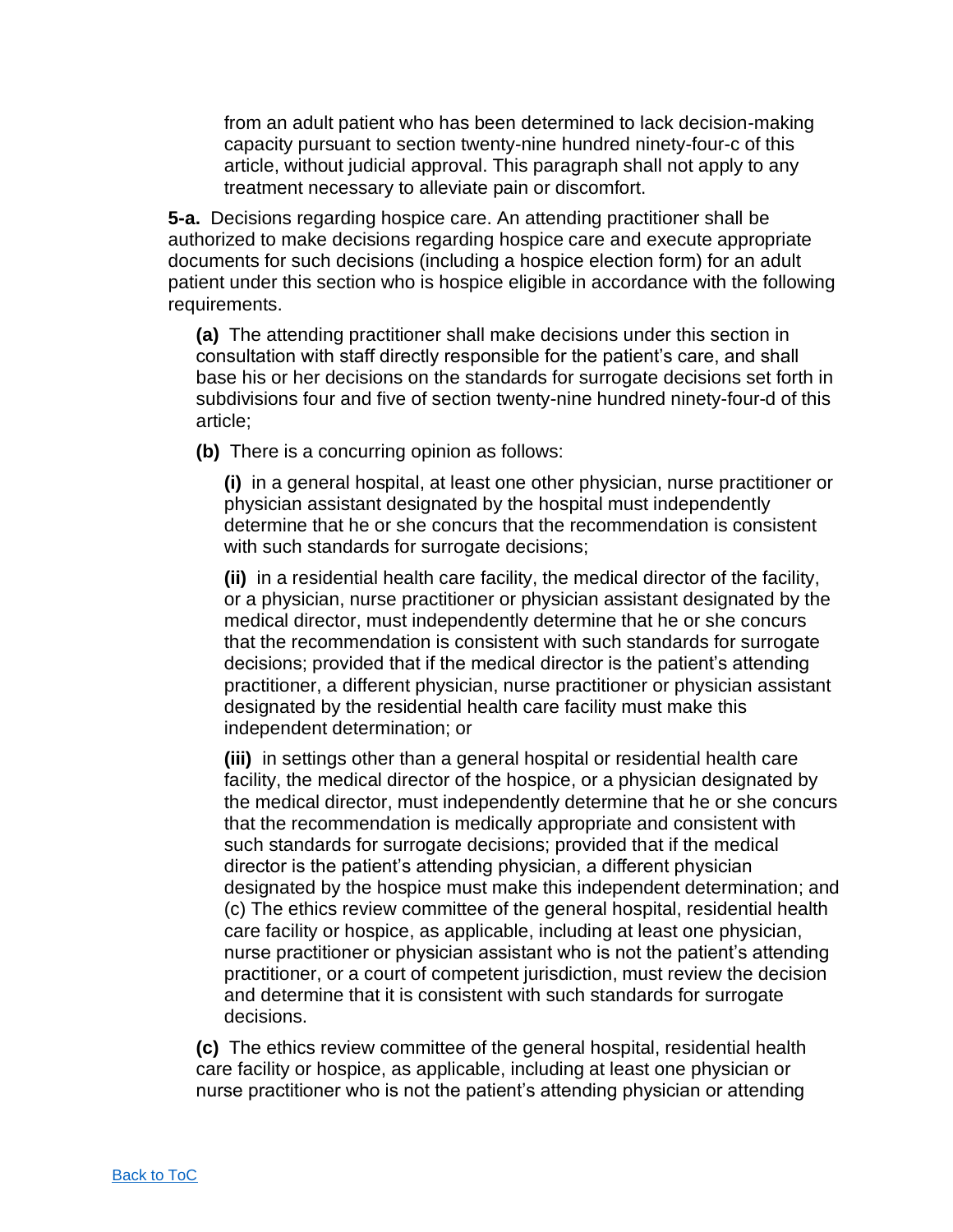from an adult patient who has been determined to lack decision-making capacity pursuant to section twenty-nine hundred ninety-four-c of this article, without judicial approval. This paragraph shall not apply to any treatment necessary to alleviate pain or discomfort.

**5-a.** Decisions regarding hospice care. An attending practitioner shall be authorized to make decisions regarding hospice care and execute appropriate documents for such decisions (including a hospice election form) for an adult patient under this section who is hospice eligible in accordance with the following requirements.

**(a)** The attending practitioner shall make decisions under this section in consultation with staff directly responsible for the patient's care, and shall base his or her decisions on the standards for surrogate decisions set forth in subdivisions four and five of section twenty-nine hundred ninety-four-d of this article;

**(b)** There is a concurring opinion as follows:

**(i)** in a general hospital, at least one other physician, nurse practitioner or physician assistant designated by the hospital must independently determine that he or she concurs that the recommendation is consistent with such standards for surrogate decisions;

**(ii)** in a residential health care facility, the medical director of the facility, or a physician, nurse practitioner or physician assistant designated by the medical director, must independently determine that he or she concurs that the recommendation is consistent with such standards for surrogate decisions; provided that if the medical director is the patient's attending practitioner, a different physician, nurse practitioner or physician assistant designated by the residential health care facility must make this independent determination; or

**(iii)** in settings other than a general hospital or residential health care facility, the medical director of the hospice, or a physician designated by the medical director, must independently determine that he or she concurs that the recommendation is medically appropriate and consistent with such standards for surrogate decisions; provided that if the medical director is the patient's attending physician, a different physician designated by the hospice must make this independent determination; and (c) The ethics review committee of the general hospital, residential health care facility or hospice, as applicable, including at least one physician, nurse practitioner or physician assistant who is not the patient's attending practitioner, or a court of competent jurisdiction, must review the decision and determine that it is consistent with such standards for surrogate decisions.

**(c)** The ethics review committee of the general hospital, residential health care facility or hospice, as applicable, including at least one physician or nurse practitioner who is not the patient's attending physician or attending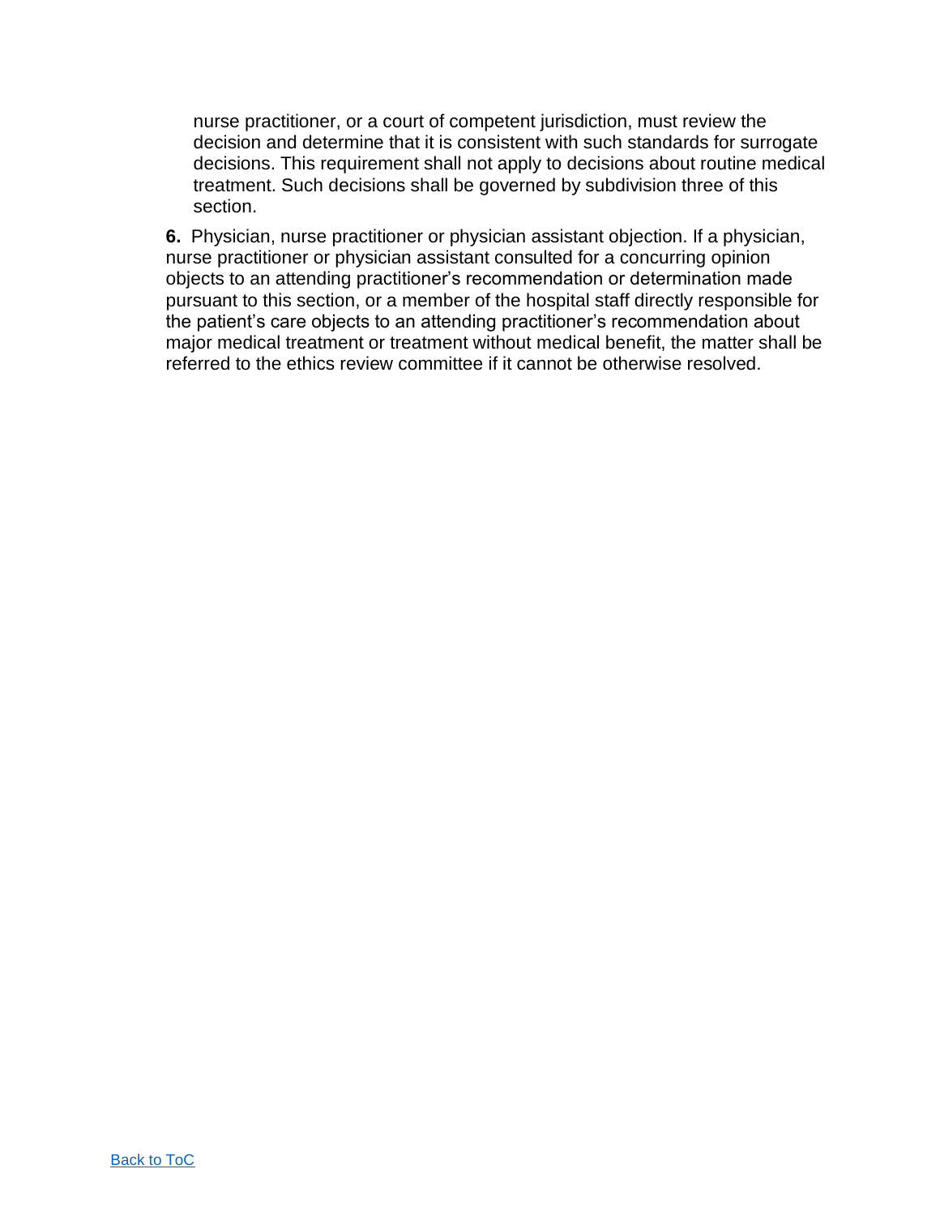nurse practitioner, or a court of competent jurisdiction, must review the decision and determine that it is consistent with such standards for surrogate decisions. This requirement shall not apply to decisions about routine medical treatment. Such decisions shall be governed by subdivision three of this section.

**6.** Physician, nurse practitioner or physician assistant objection. If a physician, nurse practitioner or physician assistant consulted for a concurring opinion objects to an attending practitioner's recommendation or determination made pursuant to this section, or a member of the hospital staff directly responsible for the patient's care objects to an attending practitioner's recommendation about major medical treatment or treatment without medical benefit, the matter shall be referred to the ethics review committee if it cannot be otherwise resolved.

[Back to ToC]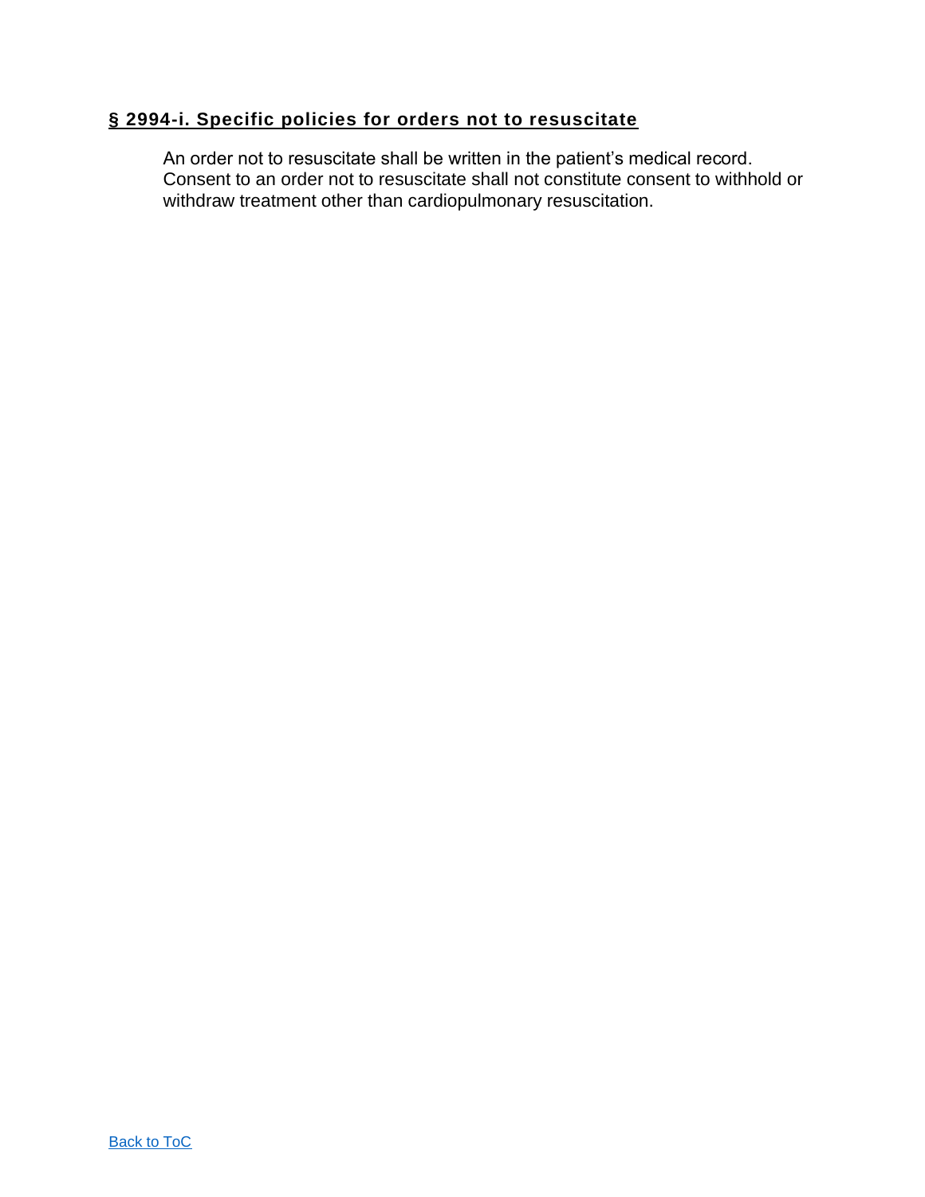## § 2994-i. Specific policies for orders not to resuscitate

An order not to resuscitate shall be written in the patient's medical record. Consent to an order not to resuscitate shall not constitute consent to withhold or withdraw treatment other than cardiopulmonary resuscitation.

[Back to ToC]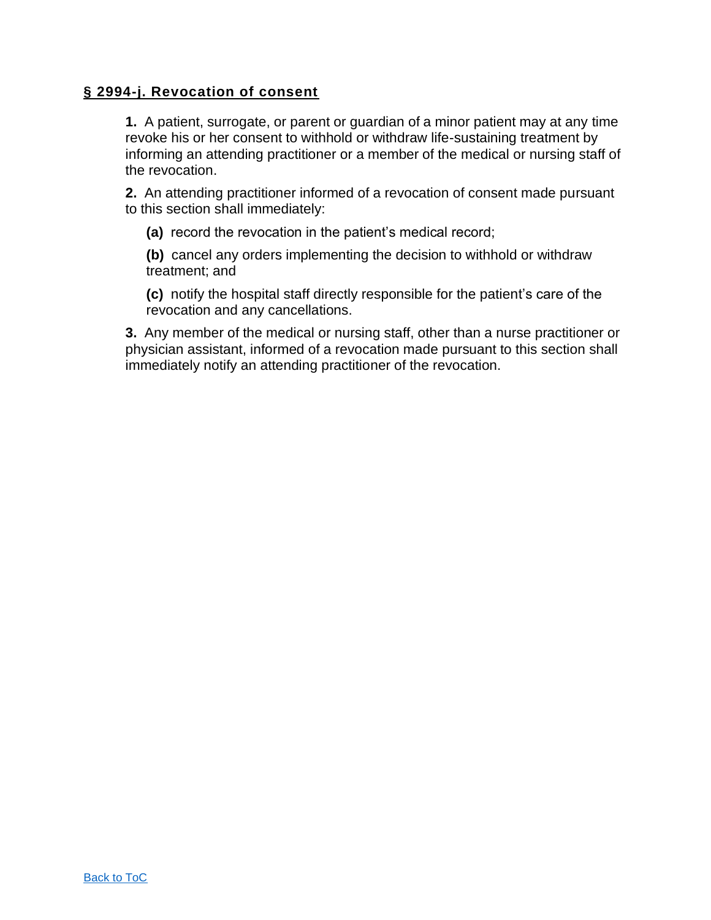## **§ 2994-j. Revocation of consent**

**1.** A patient, surrogate, or parent or guardian of a minor patient may at any time revoke his or her consent to withhold or withdraw life-sustaining treatment by informing an attending practitioner or a member of the medical or nursing staff of the revocation.

**2.** An attending practitioner informed of a revocation of consent made pursuant to this section shall immediately:

**(a)** record the revocation in the patient's medical record;

**(b)** cancel any orders implementing the decision to withhold or withdraw treatment; and

**(c)** notify the hospital staff directly responsible for the patient's care of the revocation and any cancellations.

**3.** Any member of the medical or nursing staff, other than a nurse practitioner or physician assistant, informed of a revocation made pursuant to this section shall immediately notify an attending practitioner of the revocation.

Back to ToC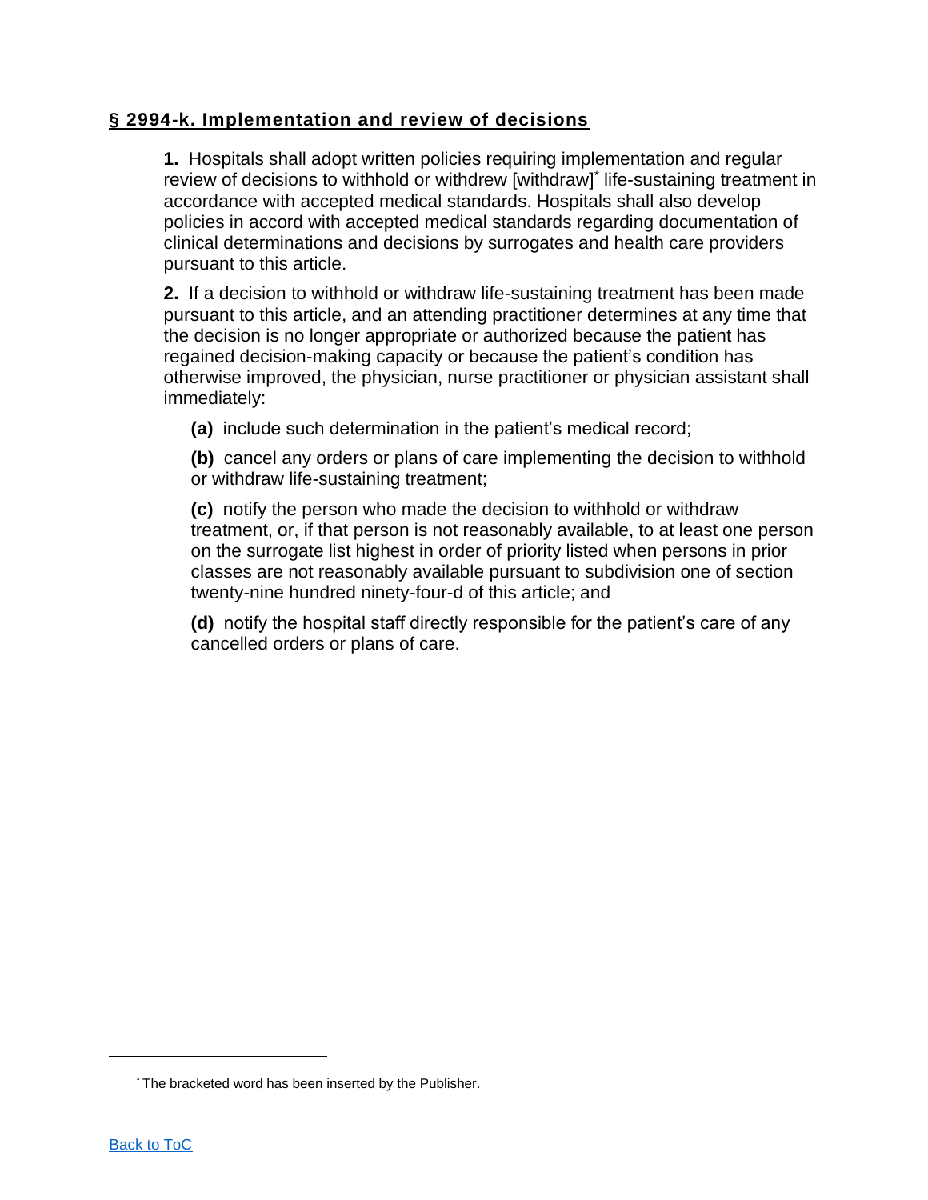## § 2994-k. Implementation and review of decisions

**1.** Hospitals shall adopt written policies requiring implementation and regular review of decisions to withhold or withdrew [withdraw][*] life-sustaining treatment in accordance with accepted medical standards. Hospitals shall also develop policies in accord with accepted medical standards regarding documentation of clinical determinations and decisions by surrogates and health care providers pursuant to this article.

**2.** If a decision to withhold or withdraw life-sustaining treatment has been made pursuant to this article, and an attending practitioner determines at any time that the decision is no longer appropriate or authorized because the patient has regained decision-making capacity or because the patient's condition has otherwise improved, the physician, nurse practitioner or physician assistant shall immediately:

**(a)** include such determination in the patient's medical record;

**(b)** cancel any orders or plans of care implementing the decision to withhold or withdraw life-sustaining treatment;

**(c)** notify the person who made the decision to withhold or withdraw treatment, or, if that person is not reasonably available, to at least one person on the surrogate list highest in order of priority listed when persons in prior classes are not reasonably available pursuant to subdivision one of section twenty-nine hundred ninety-four-d of this article; and

**(d)** notify the hospital staff directly responsible for the patient's care of any cancelled orders or plans of care.

---

[*] The bracketed word has been inserted by the Publisher.

[Back to ToC]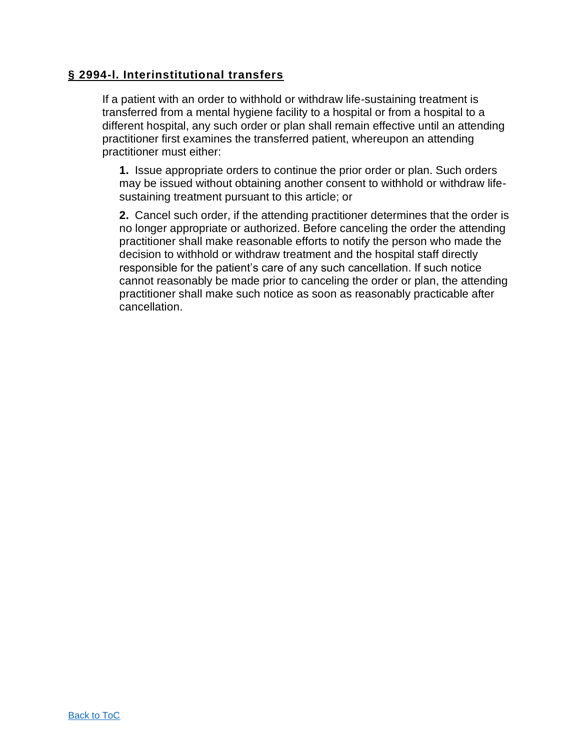## § 2994-l. Interinstitutional transfers

If a patient with an order to withhold or withdraw life-sustaining treatment is transferred from a mental hygiene facility to a hospital or from a hospital to a different hospital, any such order or plan shall remain effective until an attending practitioner first examines the transferred patient, whereupon an attending practitioner must either:

**1.** Issue appropriate orders to continue the prior order or plan. Such orders may be issued without obtaining another consent to withhold or withdraw life-sustaining treatment pursuant to this article; or

**2.** Cancel such order, if the attending practitioner determines that the order is no longer appropriate or authorized. Before canceling the order the attending practitioner shall make reasonable efforts to notify the person who made the decision to withhold or withdraw treatment and the hospital staff directly responsible for the patient's care of any such cancellation. If such notice cannot reasonably be made prior to canceling the order or plan, the attending practitioner shall make such notice as soon as reasonably practicable after cancellation.

[Back to ToC]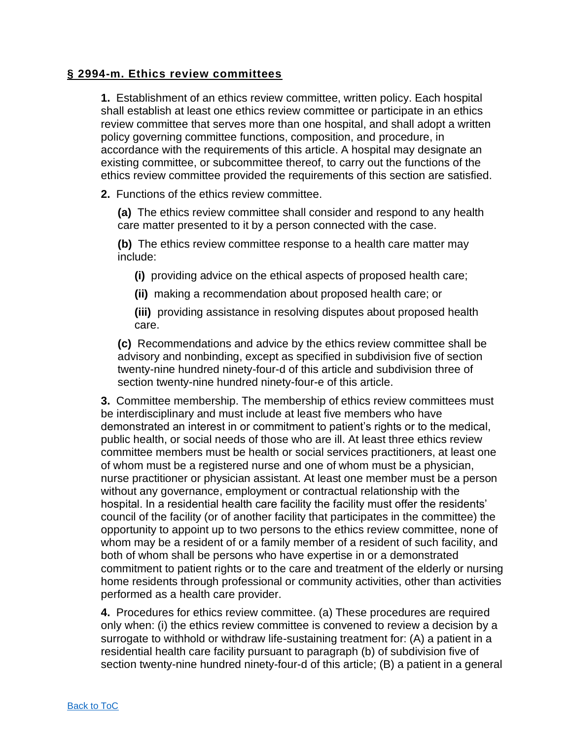## **§ 2994-m. Ethics review committees**

**1.** Establishment of an ethics review committee, written policy. Each hospital shall establish at least one ethics review committee or participate in an ethics review committee that serves more than one hospital, and shall adopt a written policy governing committee functions, composition, and procedure, in accordance with the requirements of this article. A hospital may designate an existing committee, or subcommittee thereof, to carry out the functions of the ethics review committee provided the requirements of this section are satisfied.

**2.** Functions of the ethics review committee.

**(a)** The ethics review committee shall consider and respond to any health care matter presented to it by a person connected with the case.

**(b)** The ethics review committee response to a health care matter may include:

**(i)** providing advice on the ethical aspects of proposed health care;

**(ii)** making a recommendation about proposed health care; or

**(iii)** providing assistance in resolving disputes about proposed health care.

**(c)** Recommendations and advice by the ethics review committee shall be advisory and nonbinding, except as specified in subdivision five of section twenty-nine hundred ninety-four-d of this article and subdivision three of section twenty-nine hundred ninety-four-e of this article.

**3.** Committee membership. The membership of ethics review committees must be interdisciplinary and must include at least five members who have demonstrated an interest in or commitment to patient's rights or to the medical, public health, or social needs of those who are ill. At least three ethics review committee members must be health or social services practitioners, at least one of whom must be a registered nurse and one of whom must be a physician, nurse practitioner or physician assistant. At least one member must be a person without any governance, employment or contractual relationship with the hospital. In a residential health care facility the facility must offer the residents' council of the facility (or of another facility that participates in the committee) the opportunity to appoint up to two persons to the ethics review committee, none of whom may be a resident of or a family member of a resident of such facility, and both of whom shall be persons who have expertise in or a demonstrated commitment to patient rights or to the care and treatment of the elderly or nursing home residents through professional or community activities, other than activities performed as a health care provider.

**4.** Procedures for ethics review committee. (a) These procedures are required only when: (i) the ethics review committee is convened to review a decision by a surrogate to withhold or withdraw life-sustaining treatment for: (A) a patient in a residential health care facility pursuant to paragraph (b) of subdivision five of section twenty-nine hundred ninety-four-d of this article; (B) a patient in a general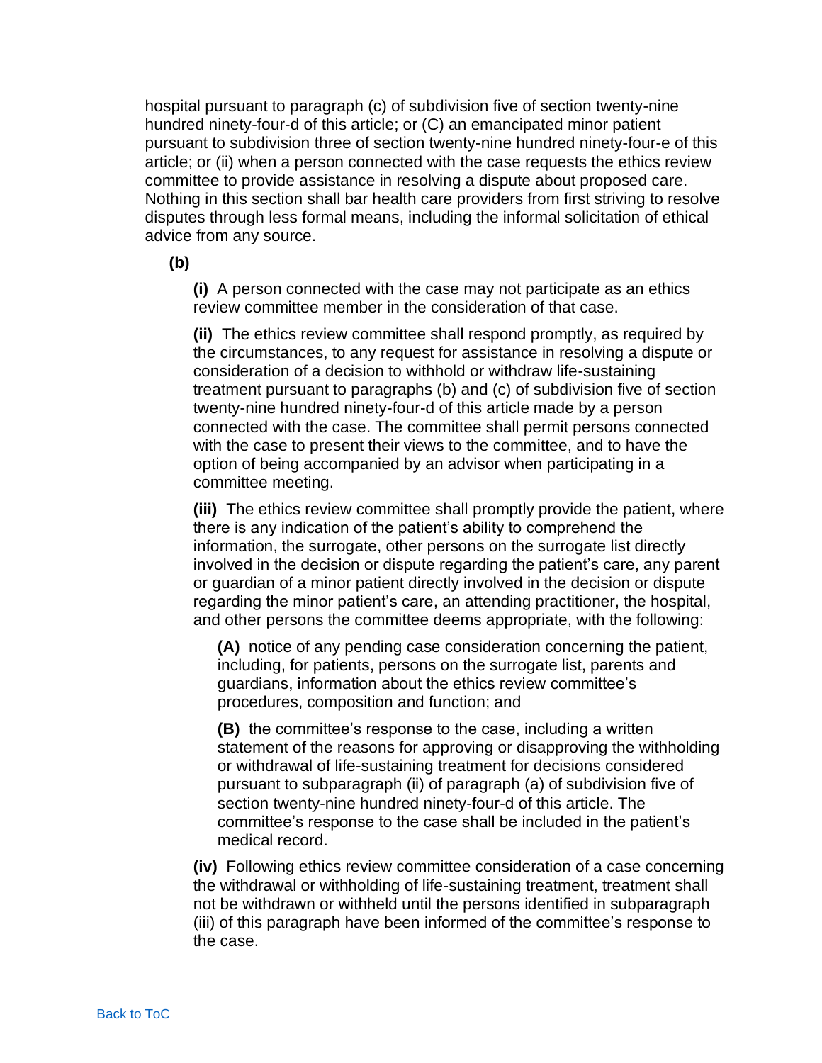hospital pursuant to paragraph (c) of subdivision five of section twenty-nine hundred ninety-four-d of this article; or (C) an emancipated minor patient pursuant to subdivision three of section twenty-nine hundred ninety-four-e of this article; or (ii) when a person connected with the case requests the ethics review committee to provide assistance in resolving a dispute about proposed care. Nothing in this section shall bar health care providers from first striving to resolve disputes through less formal means, including the informal solicitation of ethical advice from any source.

**(b)**

**(i)** A person connected with the case may not participate as an ethics review committee member in the consideration of that case.

**(ii)** The ethics review committee shall respond promptly, as required by the circumstances, to any request for assistance in resolving a dispute or consideration of a decision to withhold or withdraw life-sustaining treatment pursuant to paragraphs (b) and (c) of subdivision five of section twenty-nine hundred ninety-four-d of this article made by a person connected with the case. The committee shall permit persons connected with the case to present their views to the committee, and to have the option of being accompanied by an advisor when participating in a committee meeting.

**(iii)** The ethics review committee shall promptly provide the patient, where there is any indication of the patient's ability to comprehend the information, the surrogate, other persons on the surrogate list directly involved in the decision or dispute regarding the patient's care, any parent or guardian of a minor patient directly involved in the decision or dispute regarding the minor patient's care, an attending practitioner, the hospital, and other persons the committee deems appropriate, with the following:

**(A)** notice of any pending case consideration concerning the patient, including, for patients, persons on the surrogate list, parents and guardians, information about the ethics review committee's procedures, composition and function; and

**(B)** the committee's response to the case, including a written statement of the reasons for approving or disapproving the withholding or withdrawal of life-sustaining treatment for decisions considered pursuant to subparagraph (ii) of paragraph (a) of subdivision five of section twenty-nine hundred ninety-four-d of this article. The committee's response to the case shall be included in the patient's medical record.

**(iv)** Following ethics review committee consideration of a case concerning the withdrawal or withholding of life-sustaining treatment, treatment shall not be withdrawn or withheld until the persons identified in subparagraph (iii) of this paragraph have been informed of the committee's response to the case.

[Back to ToC]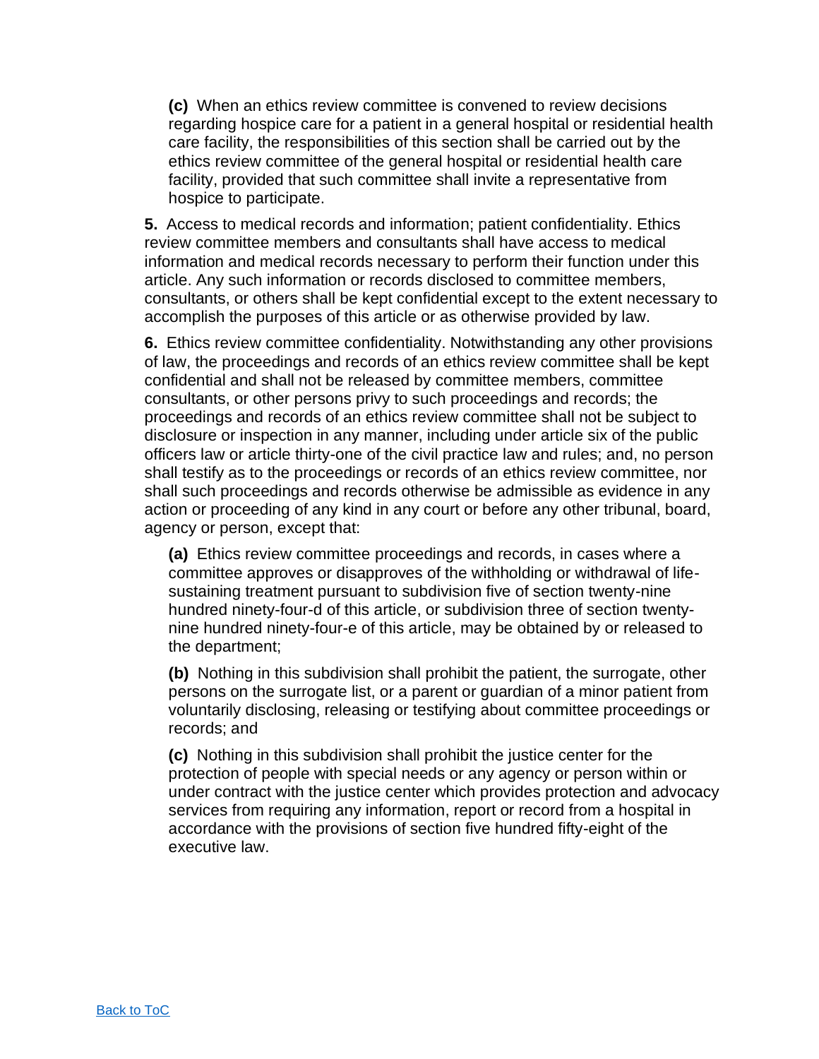**(c)** When an ethics review committee is convened to review decisions regarding hospice care for a patient in a general hospital or residential health care facility, the responsibilities of this section shall be carried out by the ethics review committee of the general hospital or residential health care facility, provided that such committee shall invite a representative from hospice to participate.

**5.** Access to medical records and information; patient confidentiality. Ethics review committee members and consultants shall have access to medical information and medical records necessary to perform their function under this article. Any such information or records disclosed to committee members, consultants, or others shall be kept confidential except to the extent necessary to accomplish the purposes of this article or as otherwise provided by law.

**6.** Ethics review committee confidentiality. Notwithstanding any other provisions of law, the proceedings and records of an ethics review committee shall be kept confidential and shall not be released by committee members, committee consultants, or other persons privy to such proceedings and records; the proceedings and records of an ethics review committee shall not be subject to disclosure or inspection in any manner, including under article six of the public officers law or article thirty-one of the civil practice law and rules; and, no person shall testify as to the proceedings or records of an ethics review committee, nor shall such proceedings and records otherwise be admissible as evidence in any action or proceeding of any kind in any court or before any other tribunal, board, agency or person, except that:

**(a)** Ethics review committee proceedings and records, in cases where a committee approves or disapproves of the withholding or withdrawal of life-sustaining treatment pursuant to subdivision five of section twenty-nine hundred ninety-four-d of this article, or subdivision three of section twenty-nine hundred ninety-four-e of this article, may be obtained by or released to the department;

**(b)** Nothing in this subdivision shall prohibit the patient, the surrogate, other persons on the surrogate list, or a parent or guardian of a minor patient from voluntarily disclosing, releasing or testifying about committee proceedings or records; and

**(c)** Nothing in this subdivision shall prohibit the justice center for the protection of people with special needs or any agency or person within or under contract with the justice center which provides protection and advocacy services from requiring any information, report or record from a hospital in accordance with the provisions of section five hundred fifty-eight of the executive law.

[Back to ToC]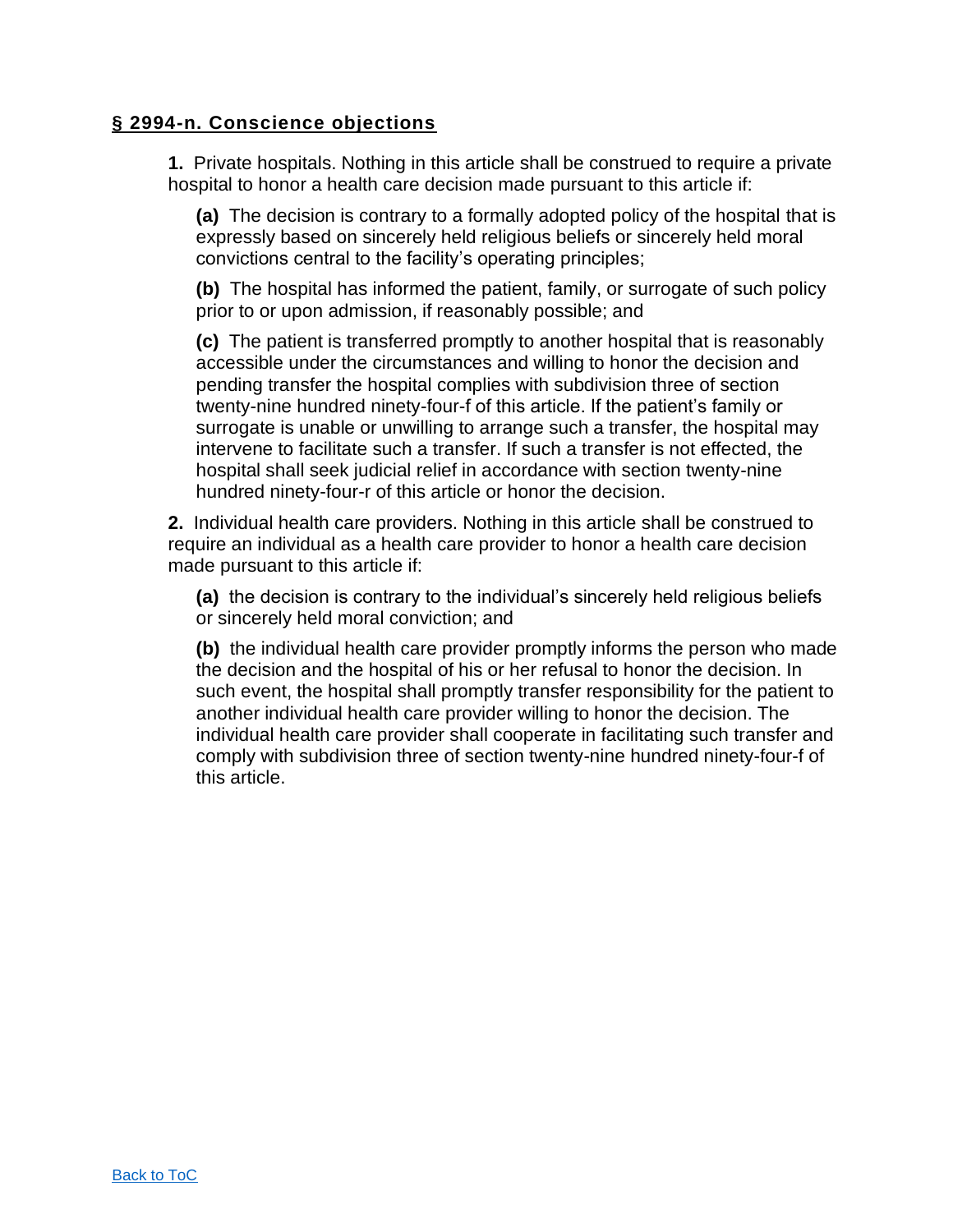## § 2994-n. Conscience objections

**1.** Private hospitals. Nothing in this article shall be construed to require a private hospital to honor a health care decision made pursuant to this article if:

**(a)** The decision is contrary to a formally adopted policy of the hospital that is expressly based on sincerely held religious beliefs or sincerely held moral convictions central to the facility's operating principles;

**(b)** The hospital has informed the patient, family, or surrogate of such policy prior to or upon admission, if reasonably possible; and

**(c)** The patient is transferred promptly to another hospital that is reasonably accessible under the circumstances and willing to honor the decision and pending transfer the hospital complies with subdivision three of section twenty-nine hundred ninety-four-f of this article. If the patient's family or surrogate is unable or unwilling to arrange such a transfer, the hospital may intervene to facilitate such a transfer. If such a transfer is not effected, the hospital shall seek judicial relief in accordance with section twenty-nine hundred ninety-four-r of this article or honor the decision.

**2.** Individual health care providers. Nothing in this article shall be construed to require an individual as a health care provider to honor a health care decision made pursuant to this article if:

**(a)** the decision is contrary to the individual's sincerely held religious beliefs or sincerely held moral conviction; and

**(b)** the individual health care provider promptly informs the person who made the decision and the hospital of his or her refusal to honor the decision. In such event, the hospital shall promptly transfer responsibility for the patient to another individual health care provider willing to honor the decision. The individual health care provider shall cooperate in facilitating such transfer and comply with subdivision three of section twenty-nine hundred ninety-four-f of this article.

[Back to ToC]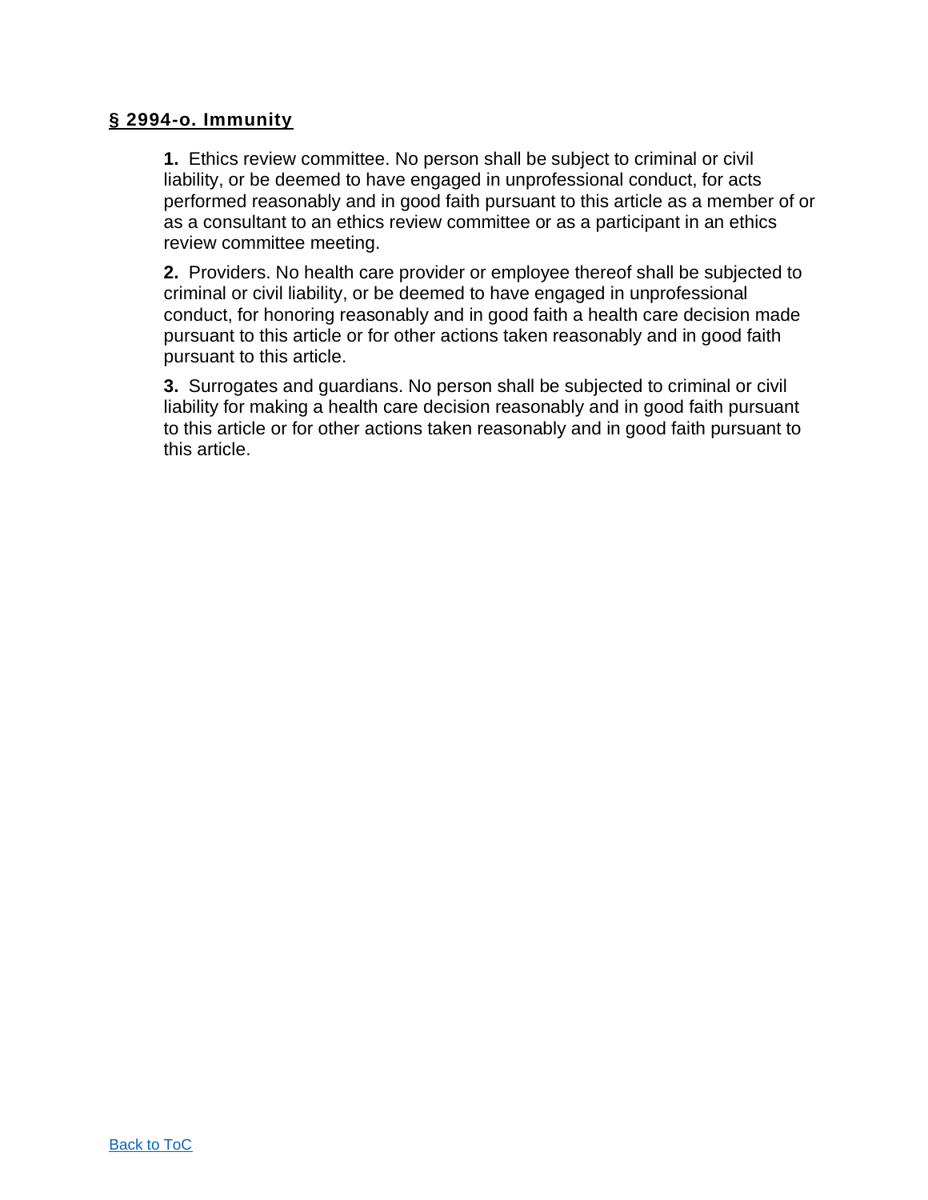## § 2994-o. Immunity

**1.** Ethics review committee. No person shall be subject to criminal or civil liability, or be deemed to have engaged in unprofessional conduct, for acts performed reasonably and in good faith pursuant to this article as a member of or as a consultant to an ethics review committee or as a participant in an ethics review committee meeting.

**2.** Providers. No health care provider or employee thereof shall be subjected to criminal or civil liability, or be deemed to have engaged in unprofessional conduct, for honoring reasonably and in good faith a health care decision made pursuant to this article or for other actions taken reasonably and in good faith pursuant to this article.

**3.** Surrogates and guardians. No person shall be subjected to criminal or civil liability for making a health care decision reasonably and in good faith pursuant to this article or for other actions taken reasonably and in good faith pursuant to this article.

Back to ToC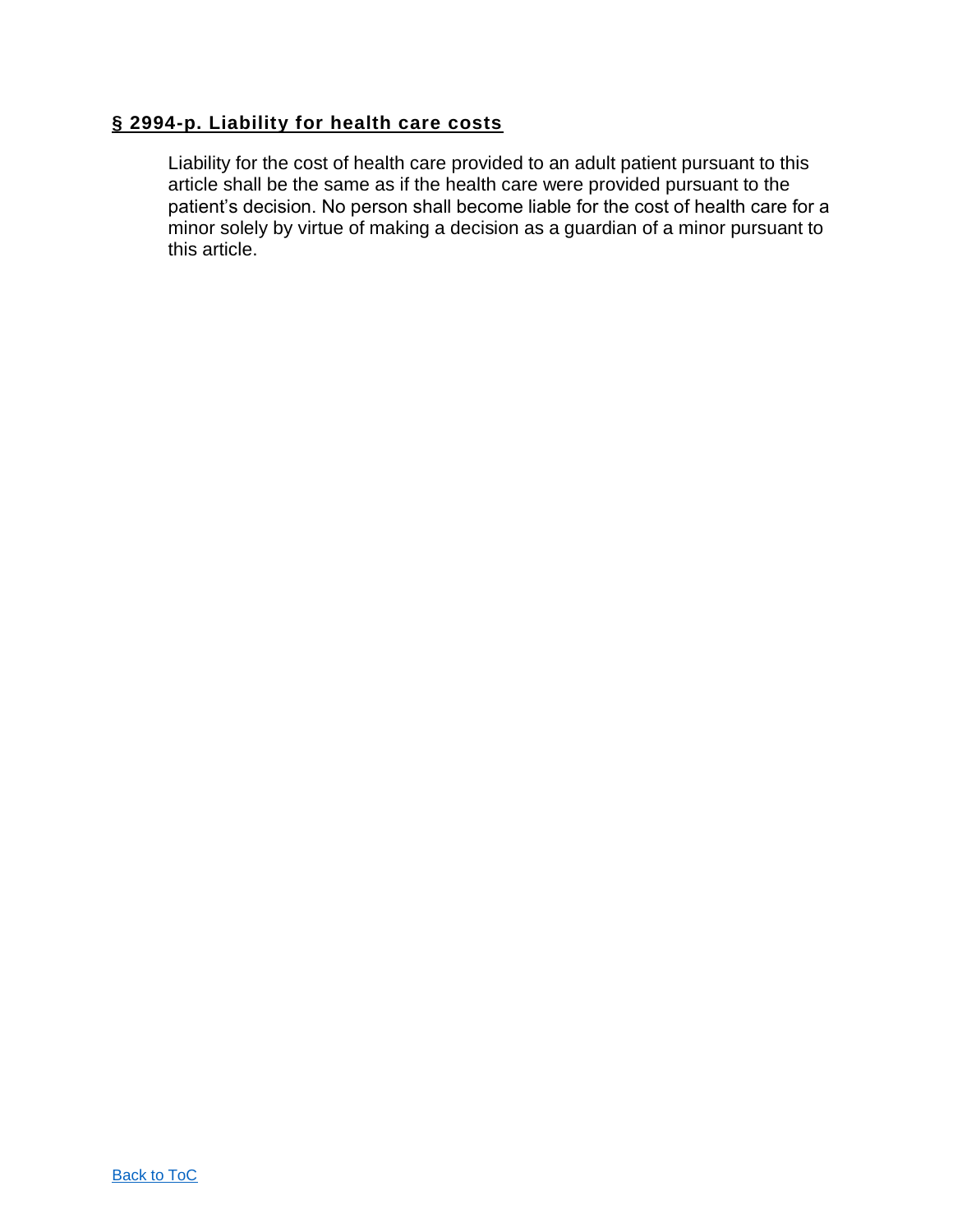## § 2994-p. Liability for health care costs

Liability for the cost of health care provided to an adult patient pursuant to this article shall be the same as if the health care were provided pursuant to the patient's decision. No person shall become liable for the cost of health care for a minor solely by virtue of making a decision as a guardian of a minor pursuant to this article.

[Back to ToC]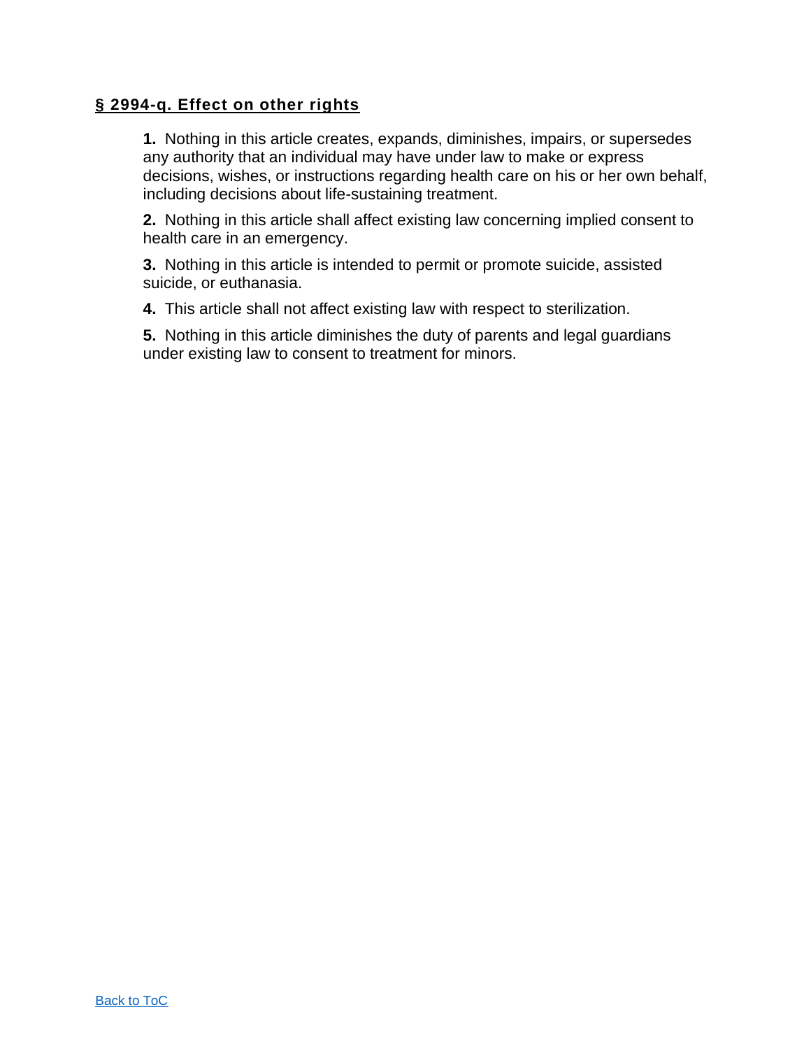## § 2994-q. Effect on other rights

**1.** Nothing in this article creates, expands, diminishes, impairs, or supersedes any authority that an individual may have under law to make or express decisions, wishes, or instructions regarding health care on his or her own behalf, including decisions about life-sustaining treatment.

**2.** Nothing in this article shall affect existing law concerning implied consent to health care in an emergency.

**3.** Nothing in this article is intended to permit or promote suicide, assisted suicide, or euthanasia.

**4.** This article shall not affect existing law with respect to sterilization.

**5.** Nothing in this article diminishes the duty of parents and legal guardians under existing law to consent to treatment for minors.

Back to ToC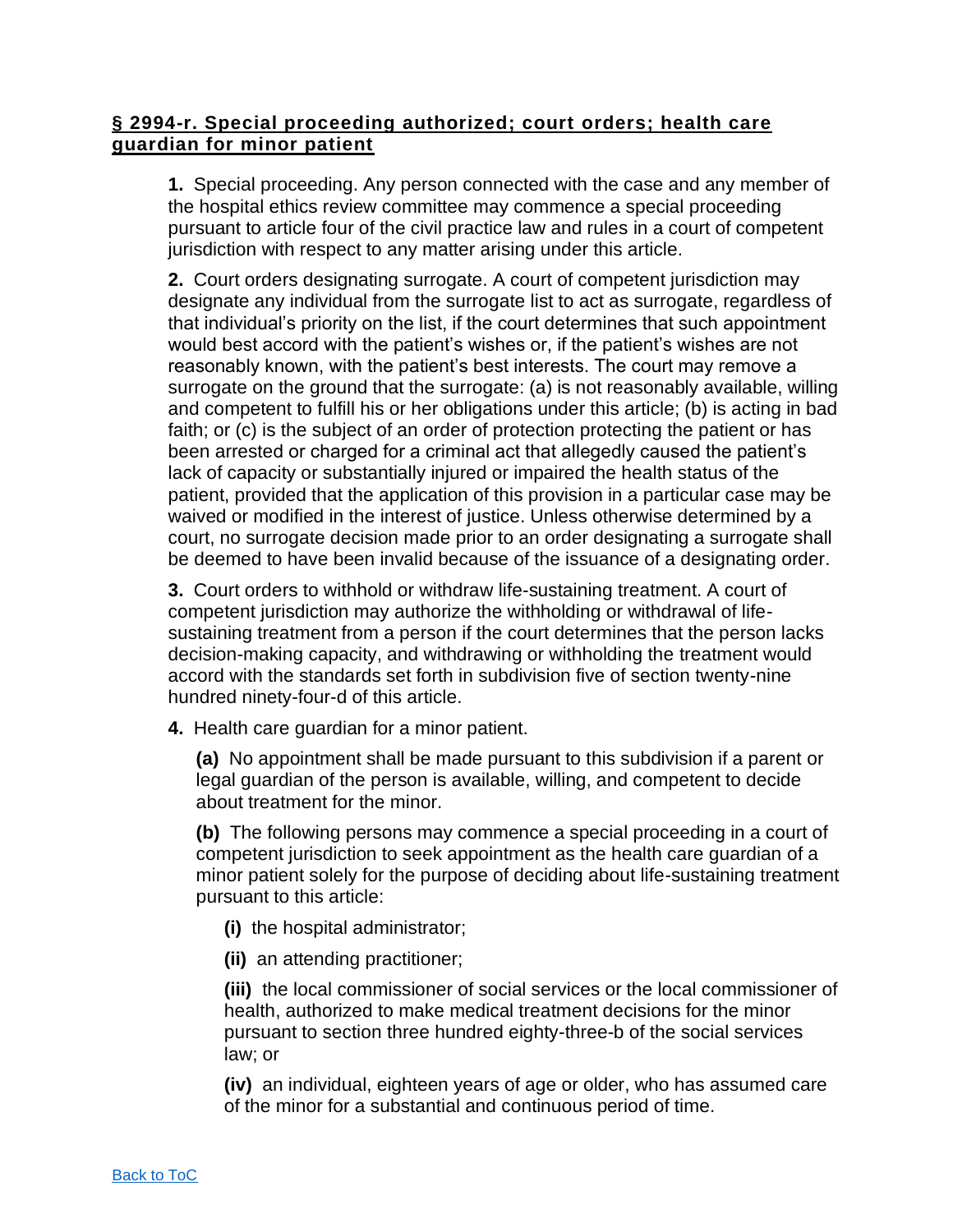## § 2994-r. Special proceeding authorized; court orders; health care guardian for minor patient

**1.** Special proceeding. Any person connected with the case and any member of the hospital ethics review committee may commence a special proceeding pursuant to article four of the civil practice law and rules in a court of competent jurisdiction with respect to any matter arising under this article.

**2.** Court orders designating surrogate. A court of competent jurisdiction may designate any individual from the surrogate list to act as surrogate, regardless of that individual's priority on the list, if the court determines that such appointment would best accord with the patient's wishes or, if the patient's wishes are not reasonably known, with the patient's best interests. The court may remove a surrogate on the ground that the surrogate: (a) is not reasonably available, willing and competent to fulfill his or her obligations under this article; (b) is acting in bad faith; or (c) is the subject of an order of protection protecting the patient or has been arrested or charged for a criminal act that allegedly caused the patient's lack of capacity or substantially injured or impaired the health status of the patient, provided that the application of this provision in a particular case may be waived or modified in the interest of justice. Unless otherwise determined by a court, no surrogate decision made prior to an order designating a surrogate shall be deemed to have been invalid because of the issuance of a designating order.

**3.** Court orders to withhold or withdraw life-sustaining treatment. A court of competent jurisdiction may authorize the withholding or withdrawal of life-sustaining treatment from a person if the court determines that the person lacks decision-making capacity, and withdrawing or withholding the treatment would accord with the standards set forth in subdivision five of section twenty-nine hundred ninety-four-d of this article.

**4.** Health care guardian for a minor patient.

**(a)** No appointment shall be made pursuant to this subdivision if a parent or legal guardian of the person is available, willing, and competent to decide about treatment for the minor.

**(b)** The following persons may commence a special proceeding in a court of competent jurisdiction to seek appointment as the health care guardian of a minor patient solely for the purpose of deciding about life-sustaining treatment pursuant to this article:

**(i)** the hospital administrator;

**(ii)** an attending practitioner;

**(iii)** the local commissioner of social services or the local commissioner of health, authorized to make medical treatment decisions for the minor pursuant to section three hundred eighty-three-b of the social services law; or

**(iv)** an individual, eighteen years of age or older, who has assumed care of the minor for a substantial and continuous period of time.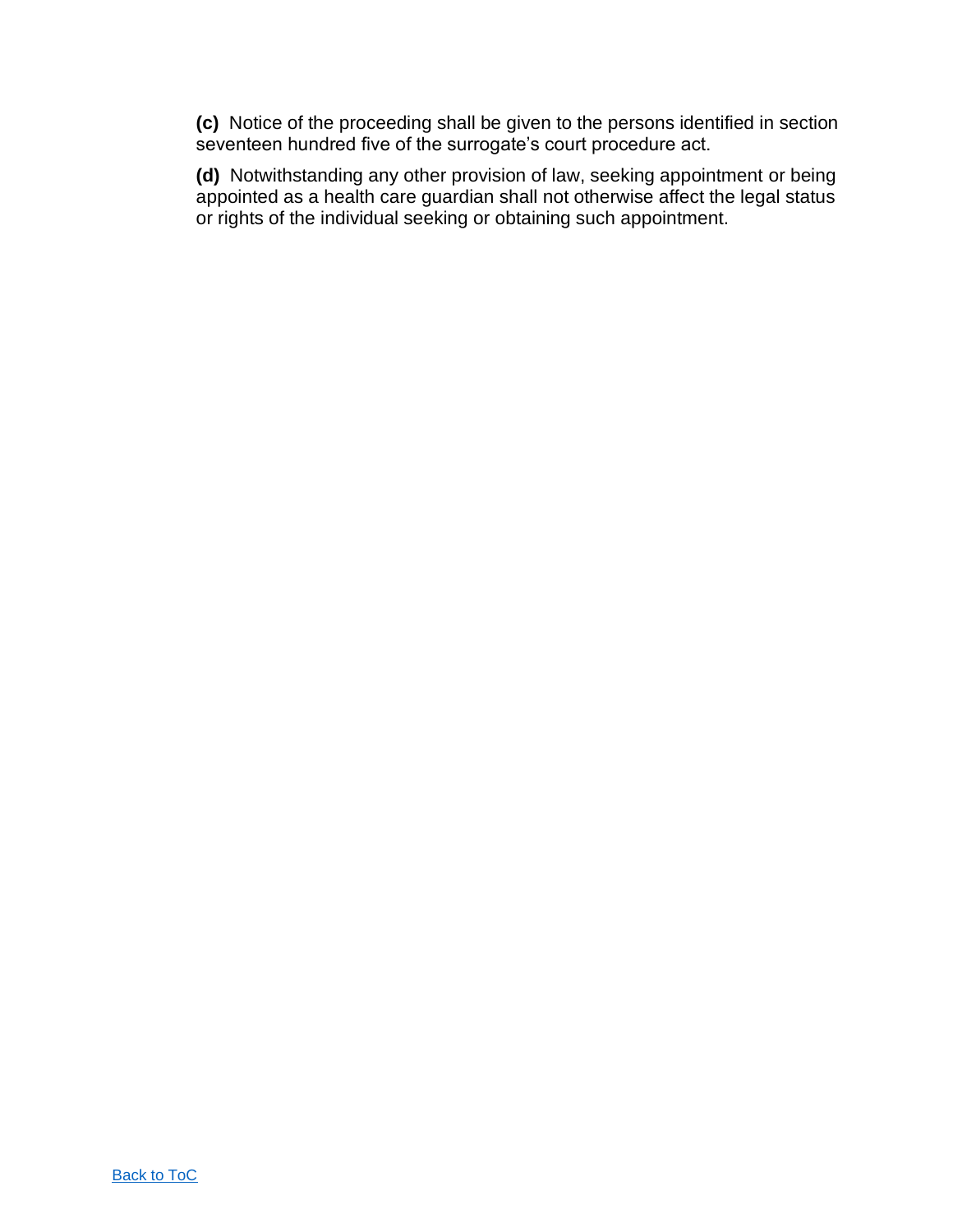**(c)** Notice of the proceeding shall be given to the persons identified in section seventeen hundred five of the surrogate's court procedure act.

**(d)** Notwithstanding any other provision of law, seeking appointment or being appointed as a health care guardian shall not otherwise affect the legal status or rights of the individual seeking or obtaining such appointment.

Back to ToC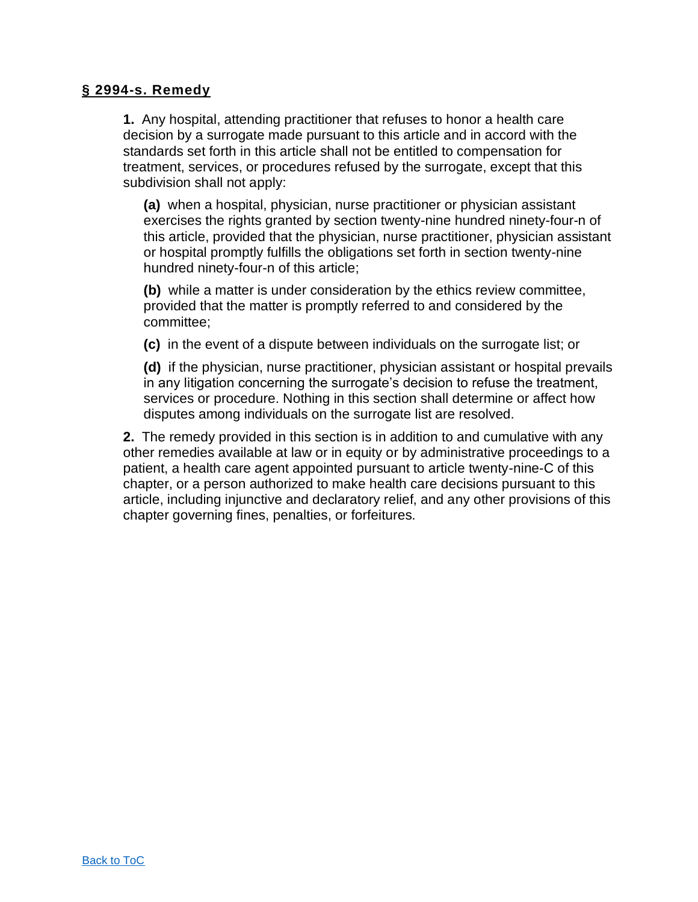## § 2994-s. Remedy

**1.** Any hospital, attending practitioner that refuses to honor a health care decision by a surrogate made pursuant to this article and in accord with the standards set forth in this article shall not be entitled to compensation for treatment, services, or procedures refused by the surrogate, except that this subdivision shall not apply:

**(a)** when a hospital, physician, nurse practitioner or physician assistant exercises the rights granted by section twenty-nine hundred ninety-four-n of this article, provided that the physician, nurse practitioner, physician assistant or hospital promptly fulfills the obligations set forth in section twenty-nine hundred ninety-four-n of this article;

**(b)** while a matter is under consideration by the ethics review committee, provided that the matter is promptly referred to and considered by the committee;

**(c)** in the event of a dispute between individuals on the surrogate list; or

**(d)** if the physician, nurse practitioner, physician assistant or hospital prevails in any litigation concerning the surrogate's decision to refuse the treatment, services or procedure. Nothing in this section shall determine or affect how disputes among individuals on the surrogate list are resolved.

**2.** The remedy provided in this section is in addition to and cumulative with any other remedies available at law or in equity or by administrative proceedings to a patient, a health care agent appointed pursuant to article twenty-nine-C of this chapter, or a person authorized to make health care decisions pursuant to this article, including injunctive and declaratory relief, and any other provisions of this chapter governing fines, penalties, or forfeitures.

Back to ToC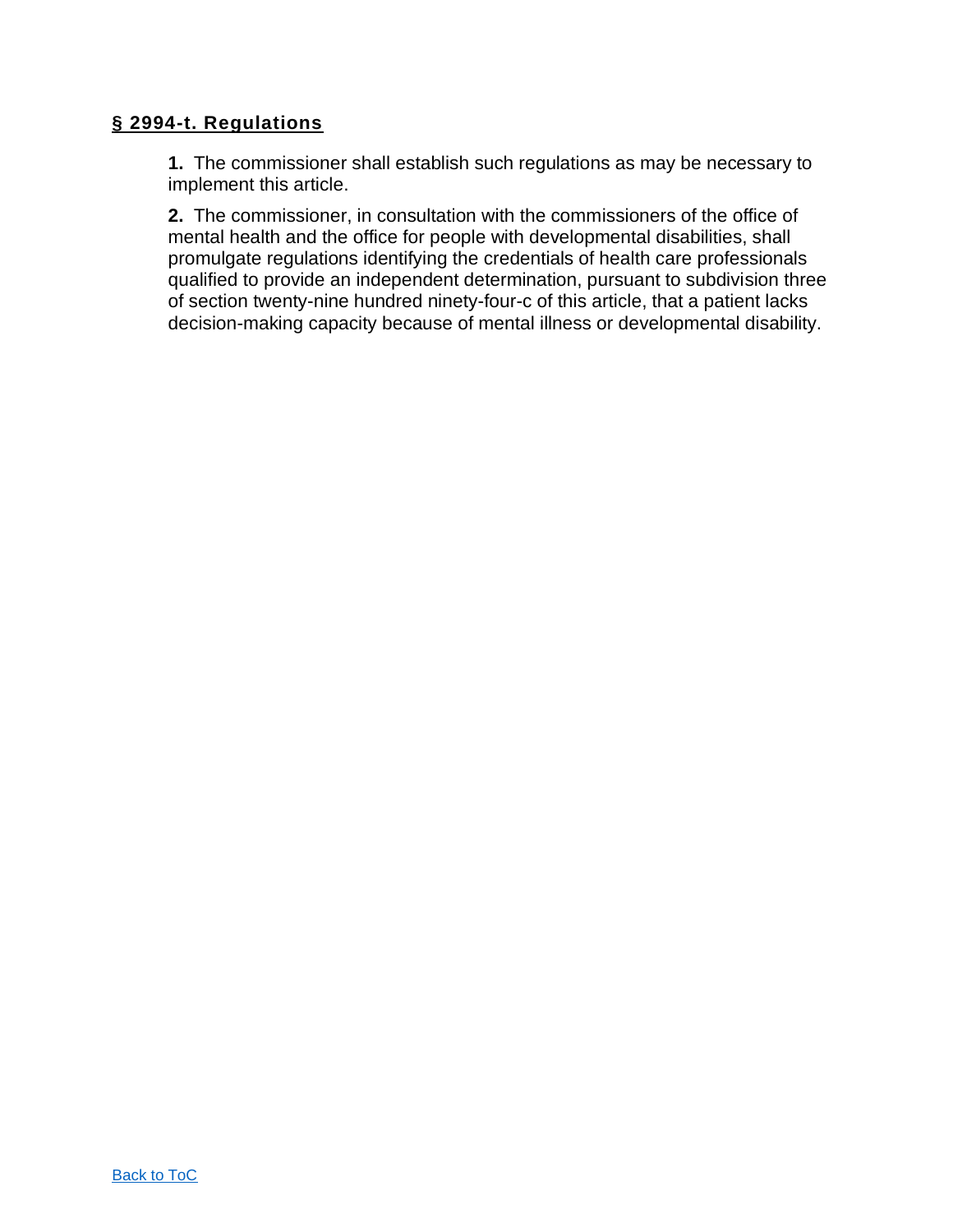## § 2994-t. Regulations

**1.** The commissioner shall establish such regulations as may be necessary to implement this article.

**2.** The commissioner, in consultation with the commissioners of the office of mental health and the office for people with developmental disabilities, shall promulgate regulations identifying the credentials of health care professionals qualified to provide an independent determination, pursuant to subdivision three of section twenty-nine hundred ninety-four-c of this article, that a patient lacks decision-making capacity because of mental illness or developmental disability.

Back to ToC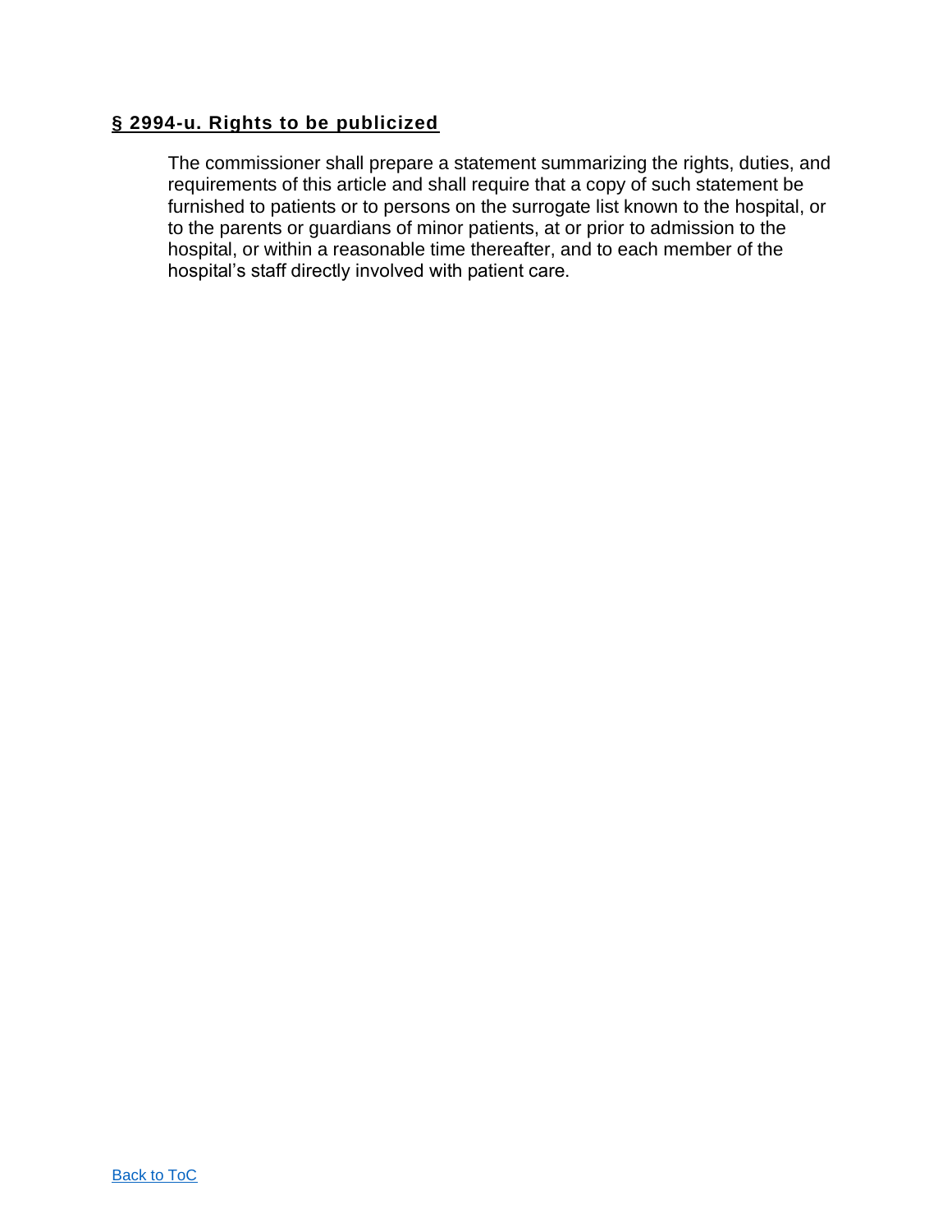### **§ 2994-u. Rights to be publicized**

The commissioner shall prepare a statement summarizing the rights, duties, and requirements of this article and shall require that a copy of such statement be furnished to patients or to persons on the surrogate list known to the hospital, or to the parents or guardians of minor patients, at or prior to admission to the hospital, or within a reasonable time thereafter, and to each member of the hospital's staff directly involved with patient care.

Back to ToC